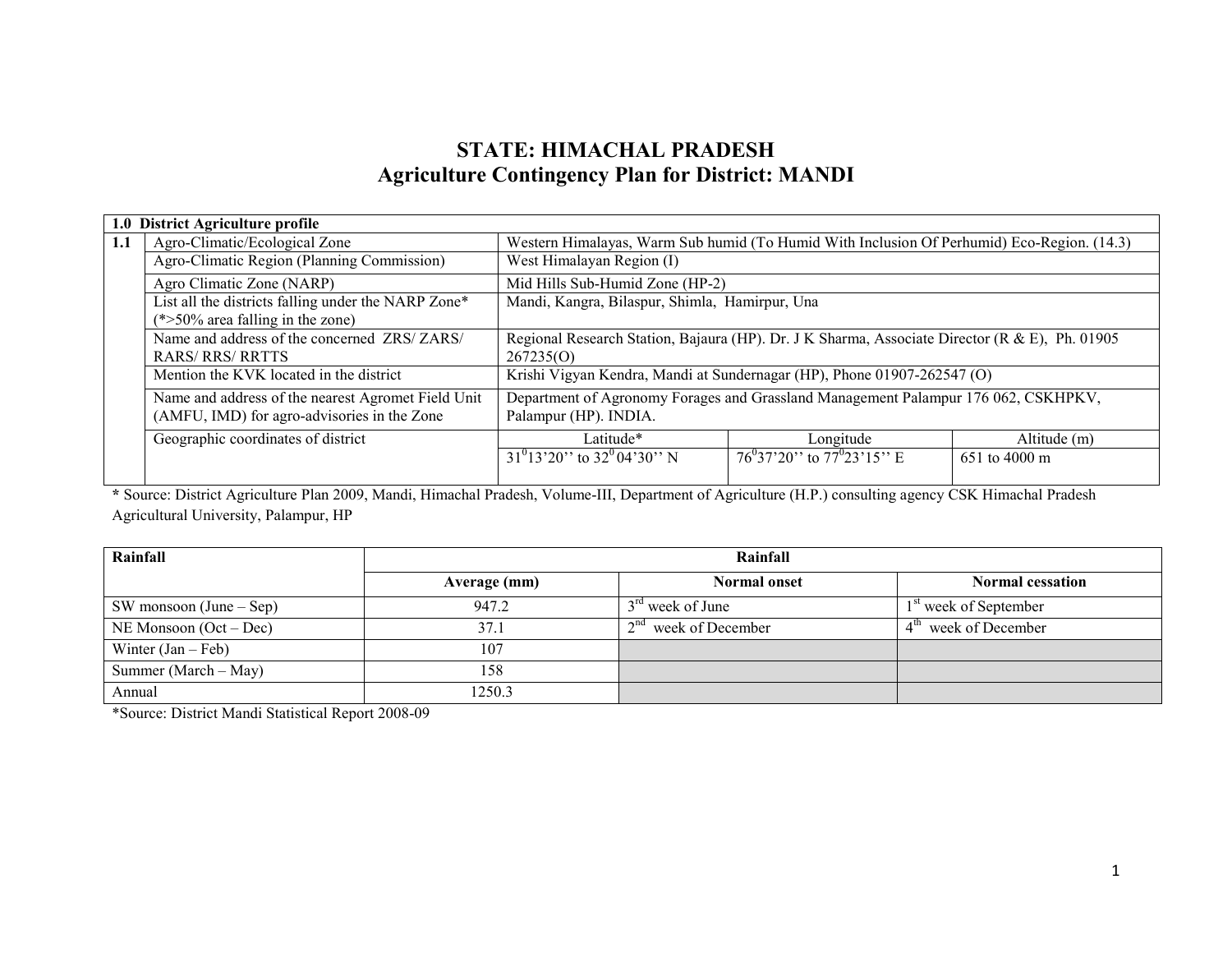# STATE: HIMACHAL PRADESH
## Agriculture Contingency Plan for District: MANDI

| **1.0 District Agriculture profile** | | | | |
|---|---|---|---|---|
| **1.1** | Agro-Climatic/Ecological Zone | Western Himalayas, Warm Sub humid (To Humid With Inclusion Of Perhumid) Eco-Region. (14.3) | | |
| | Agro-Climatic Region (Planning Commission) | West Himalayan Region (I) | | |
| | Agro Climatic Zone (NARP) | Mid Hills Sub-Humid Zone (HP-2) | | |
| | List all the districts falling under the NARP Zone* (*>50% area falling in the zone) | Mandi, Kangra, Bilaspur, Shimla, Hamirpur, Una | | |
| | Name and address of the concerned ZRS/ ZARS/ RARS/ RRS/ RRTTS | Regional Research Station, Bajaura (HP). Dr. J K Sharma, Associate Director (R & E), Ph. 01905 267235(O) | | |
| | Mention the KVK located in the district | Krishi Vigyan Kendra, Mandi at Sundernagar (HP), Phone 01907-262547 (O) | | |
| | Name and address of the nearest Agromet Field Unit (AMFU, IMD) for agro-advisories in the Zone | Department of Agronomy Forages and Grassland Management Palampur 176 062, CSKHPKV, Palampur (HP). INDIA. | | |
| | Geographic coordinates of district | Latitude* | Longitude | Altitude (m) |
| | | $31^{0}13'20''$ to $32^{0}04'30''$ N | $76^{0}37'20''$ to $77^{0}23'15''$ E | 651 to 4000 m |

**\*** Source: District Agriculture Plan 2009, Mandi, Himachal Pradesh, Volume-III, Department of Agriculture (H.P.) consulting agency CSK Himachal Pradesh Agricultural University, Palampur, HP

| **Rainfall** | **Rainfall** | | |
|---|---|---|---|
| | **Average (mm)** | **Normal onset** | **Normal cessation** |
| SW monsoon (June – Sep) | 947.2 | 3rd week of June | 1st week of September |
| NE Monsoon (Oct – Dec) | 37.1 | 2nd week of December | 4th week of December |
| Winter (Jan – Feb) | 107 | | |
| Summer (March – May) | 158 | | |
| Annual | 1250.3 | | |

*Source: District Mandi Statistical Report 2008-09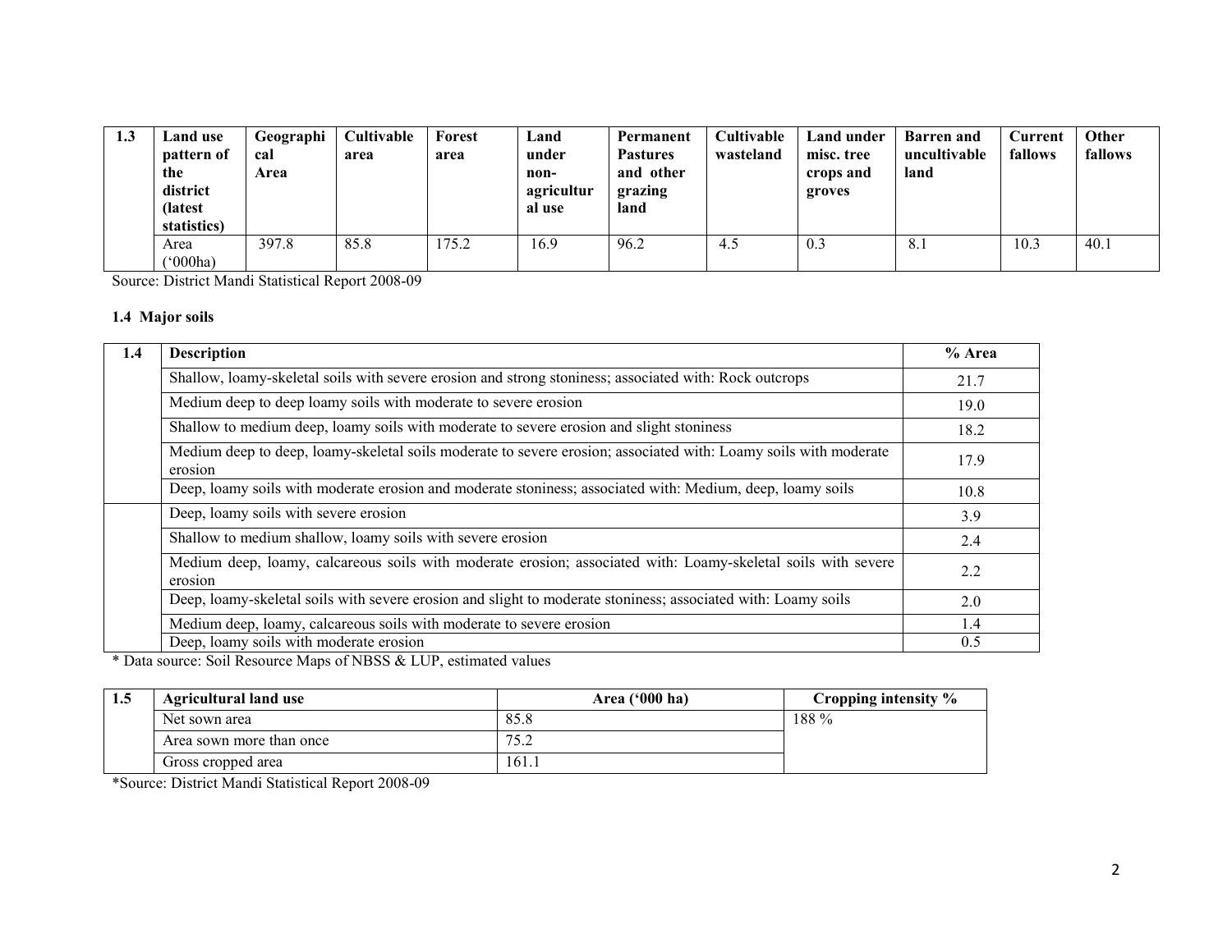| 1.3 | Land use pattern of the district (latest statistics) | Geographical Area | Cultivable area | Forest area | Land under non-agricultural use | Permanent Pastures and other grazing land | Cultivable wasteland | Land under misc. tree crops and groves | Barren and uncultivable land | Current fallows | Other fallows |
|---|---|---|---|---|---|---|---|---|---|---|---|
| | Area ('000ha) | 397.8 | 85.8 | 175.2 | 16.9 | 96.2 | 4.5 | 0.3 | 8.1 | 10.3 | 40.1 |

Source: District Mandi Statistical Report 2008-09

**1.4 Major soils**

| 1.4 | Description | % Area |
|---|---|---|
| | Shallow, loamy-skeletal soils with severe erosion and strong stoniness; associated with: Rock outcrops | 21.7 |
| | Medium deep to deep loamy soils with moderate to severe erosion | 19.0 |
| | Shallow to medium deep, loamy soils with moderate to severe erosion and slight stoniness | 18.2 |
| | Medium deep to deep, loamy-skeletal soils moderate to severe erosion; associated with: Loamy soils with moderate erosion | 17.9 |
| | Deep, loamy soils with moderate erosion and moderate stoniness; associated with: Medium, deep, loamy soils | 10.8 |
| | Deep, loamy soils with severe erosion | 3.9 |
| | Shallow to medium shallow, loamy soils with severe erosion | 2.4 |
| | Medium deep, loamy, calcareous soils with moderate erosion; associated with: Loamy-skeletal soils with severe erosion | 2.2 |
| | Deep, loamy-skeletal soils with severe erosion and slight to moderate stoniness; associated with: Loamy soils | 2.0 |
| | Medium deep, loamy, calcareous soils with moderate to severe erosion | 1.4 |
| | Deep, loamy soils with moderate erosion | 0.5 |

* Data source: Soil Resource Maps of NBSS & LUP, estimated values

| 1.5 | Agricultural land use | Area ('000 ha) | Cropping intensity % |
|---|---|---|---|
| | Net sown area | 85.8 | 188 % |
| | Area sown more than once | 75.2 | |
| | Gross cropped area | 161.1 | |

*Source: District Mandi Statistical Report 2008-09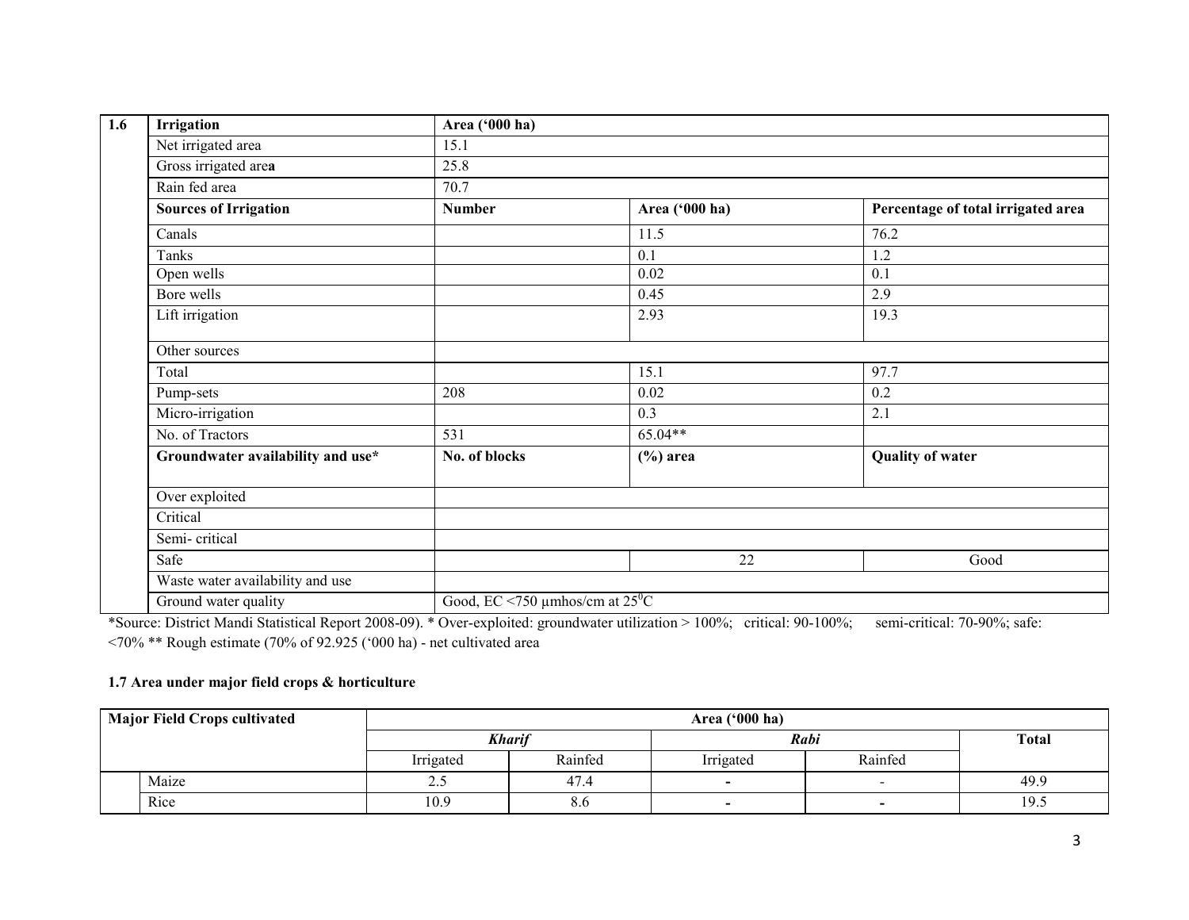| 1.6 | Irrigation | Area ('000 ha) | | |
|---|---|---|---|---|
| | Net irrigated area | 15.1 | | |
| | Gross irrigated area | 25.8 | | |
| | Rain fed area | 70.7 | | |
| | **Sources of Irrigation** | **Number** | **Area ('000 ha)** | **Percentage of total irrigated area** |
| | Canals | | 11.5 | 76.2 |
| | Tanks | | 0.1 | 1.2 |
| | Open wells | | 0.02 | 0.1 |
| | Bore wells | | 0.45 | 2.9 |
| | Lift irrigation | | 2.93 | 19.3 |
| | Other sources | | | |
| | Total | | 15.1 | 97.7 |
| | Pump-sets | 208 | 0.02 | 0.2 |
| | Micro-irrigation | | 0.3 | 2.1 |
| | No. of Tractors | 531 | 65.04** | |
| | **Groundwater availability and use*** | **No. of blocks** | **(%) area** | **Quality of water** |
| | Over exploited | | | |
| | Critical | | | |
| | Semi- critical | | | |
| | Safe | | 22 | Good |
| | Waste water availability and use | | | |
| | Ground water quality | Good, EC <750 µmhos/cm at $25^0$C | | |

*Source: District Mandi Statistical Report 2008-09). * Over-exploited: groundwater utilization > 100%; critical: 90-100%; semi-critical: 70-90%; safe: <70% ** Rough estimate (70% of 92.925 ('000 ha) - net cultivated area

**1.7 Area under major field crops & horticulture**

| Major Field Crops cultivated | | Area ('000 ha) | | | | |
|---|---|---|---|---|---|---|
| | | ***Kharif*** | | ***Rabi*** | | **Total** |
| | | Irrigated | Rainfed | Irrigated | Rainfed | |
| | Maize | 2.5 | 47.4 | - | - | 49.9 |
| | Rice | 10.9 | 8.6 | - | - | 19.5 |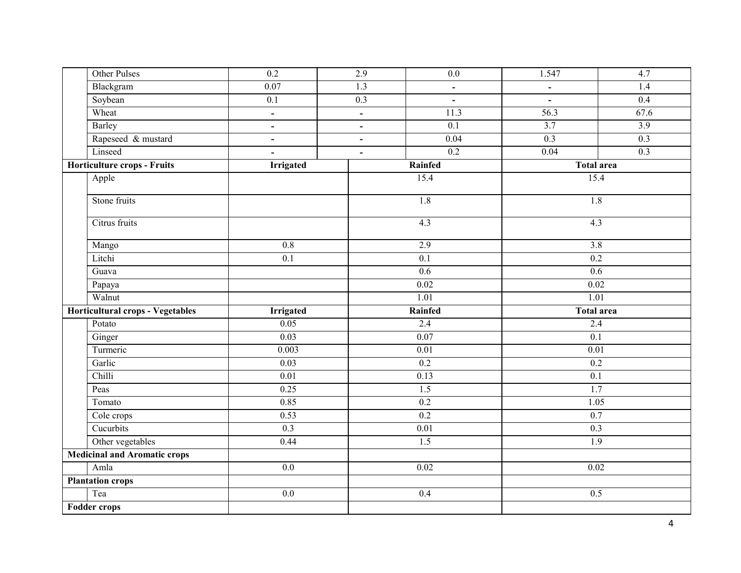| | | | | | | |
|---|---|---|---|---|---|---|
| | Other Pulses | 0.2 | 2.9 | 0.0 | 1.547 | 4.7 |
| | Blackgram | 0.07 | 1.3 | - | - | 1.4 |
| | Soybean | 0.1 | 0.3 | - | - | 0.4 |
| | Wheat | - | - | 11.3 | 56.3 | 67.6 |
| | Barley | - | - | 0.1 | 3.7 | 3.9 |
| | Rapeseed & mustard | - | - | 0.04 | 0.3 | 0.3 |
| | Linseed | - | - | 0.2 | 0.04 | 0.3 |

| **Horticulture crops - Fruits** | | **Irrigated** | **Rainfed** | **Total area** |
|---|---|---|---|---|
| | Apple | | 15.4 | 15.4 |
| | Stone fruits | | 1.8 | 1.8 |
| | Citrus fruits | | 4.3 | 4.3 |
| | Mango | 0.8 | 2.9 | 3.8 |
| | Litchi | 0.1 | 0.1 | 0.2 |
| | Guava | | 0.6 | 0.6 |
| | Papaya | | 0.02 | 0.02 |
| | Walnut | | 1.01 | 1.01 |
| **Horticultural crops - Vegetables** | | **Irrigated** | **Rainfed** | **Total area** |
| | Potato | 0.05 | 2.4 | 2.4 |
| | Ginger | 0.03 | 0.07 | 0.1 |
| | Turmeric | 0.003 | 0.01 | 0.01 |
| | Garlic | 0.03 | 0.2 | 0.2 |
| | Chilli | 0.01 | 0.13 | 0.1 |
| | Peas | 0.25 | 1.5 | 1.7 |
| | Tomato | 0.85 | 0.2 | 1.05 |
| | Cole crops | 0.53 | 0.2 | 0.7 |
| | Cucurbits | 0.3 | 0.01 | 0.3 |
| | Other vegetables | 0.44 | 1.5 | 1.9 |
| **Medicinal and Aromatic crops** | | | | |
| | Amla | 0.0 | 0.02 | 0.02 |
| **Plantation crops** | | | | |
| | Tea | 0.0 | 0.4 | 0.5 |
| **Fodder crops** | | | | |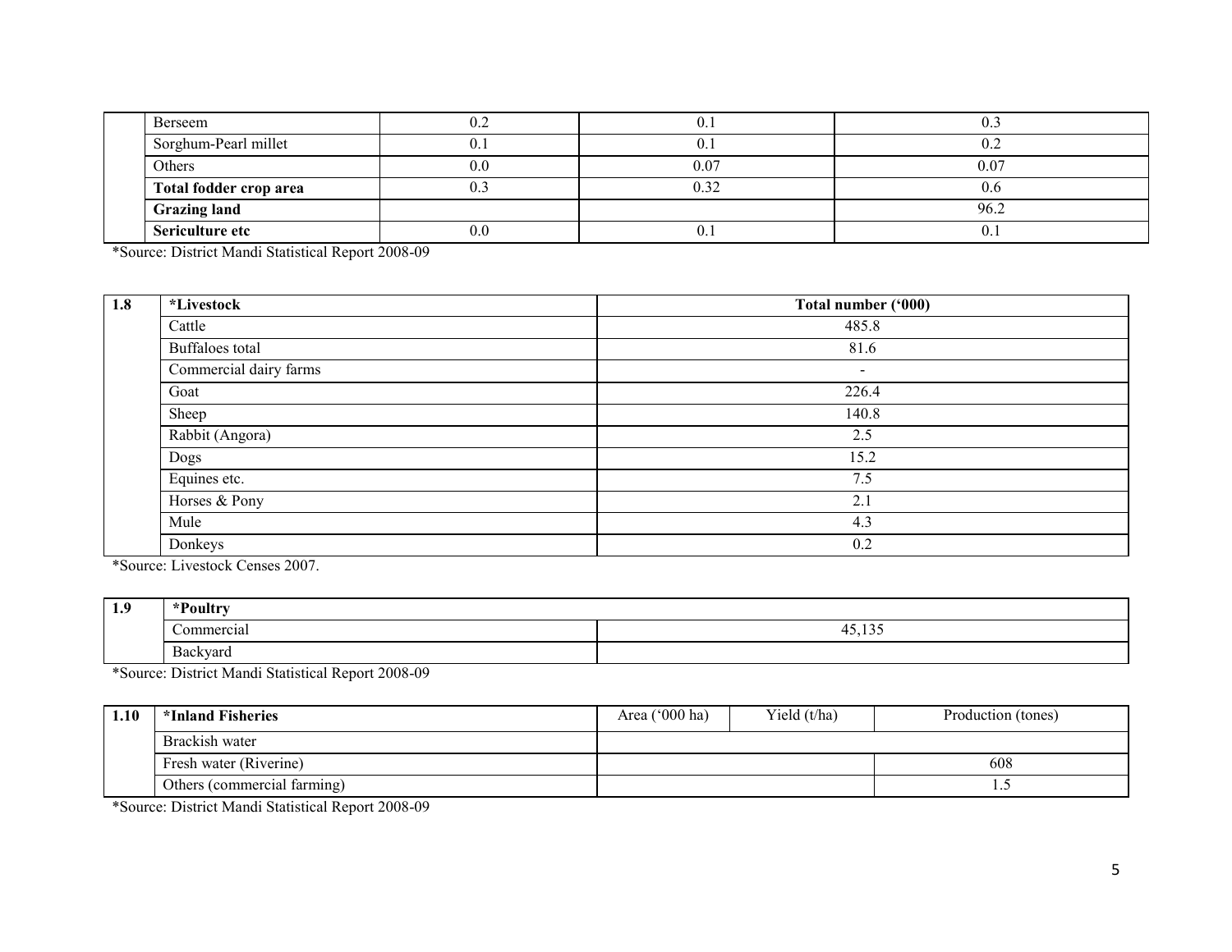|  | Berseem | 0.2 | 0.1 | 0.3 |
|---|---|---|---|---|
|  | Sorghum-Pearl millet | 0.1 | 0.1 | 0.2 |
|  | Others | 0.0 | 0.07 | 0.07 |
|  | **Total fodder crop area** | 0.3 | 0.32 | 0.6 |
|  | **Grazing land** |  |  | 96.2 |
|  | **Sericulture etc** | 0.0 | 0.1 | 0.1 |

*Source: District Mandi Statistical Report 2008-09

| 1.8 | *Livestock | Total number ('000) |
|---|---|---|
|  | Cattle | 485.8 |
|  | Buffaloes total | 81.6 |
|  | Commercial dairy farms | - |
|  | Goat | 226.4 |
|  | Sheep | 140.8 |
|  | Rabbit (Angora) | 2.5 |
|  | Dogs | 15.2 |
|  | Equines etc. | 7.5 |
|  | Horses & Pony | 2.1 |
|  | Mule | 4.3 |
|  | Donkeys | 0.2 |

*Source: Livestock Censes 2007.

| 1.9 | *Poultry |  |
|---|---|---|
|  | Commercial | 45,135 |
|  | Backyard |  |

*Source: District Mandi Statistical Report 2008-09

| 1.10 | *Inland Fisheries | Area ('000 ha) | Yield (t/ha) | Production (tones) |
|---|---|---|---|---|
|  | Brackish water |  |  |  |
|  | Fresh water (Riverine) |  |  | 608 |
|  | Others (commercial farming) |  |  | 1.5 |

*Source: District Mandi Statistical Report 2008-09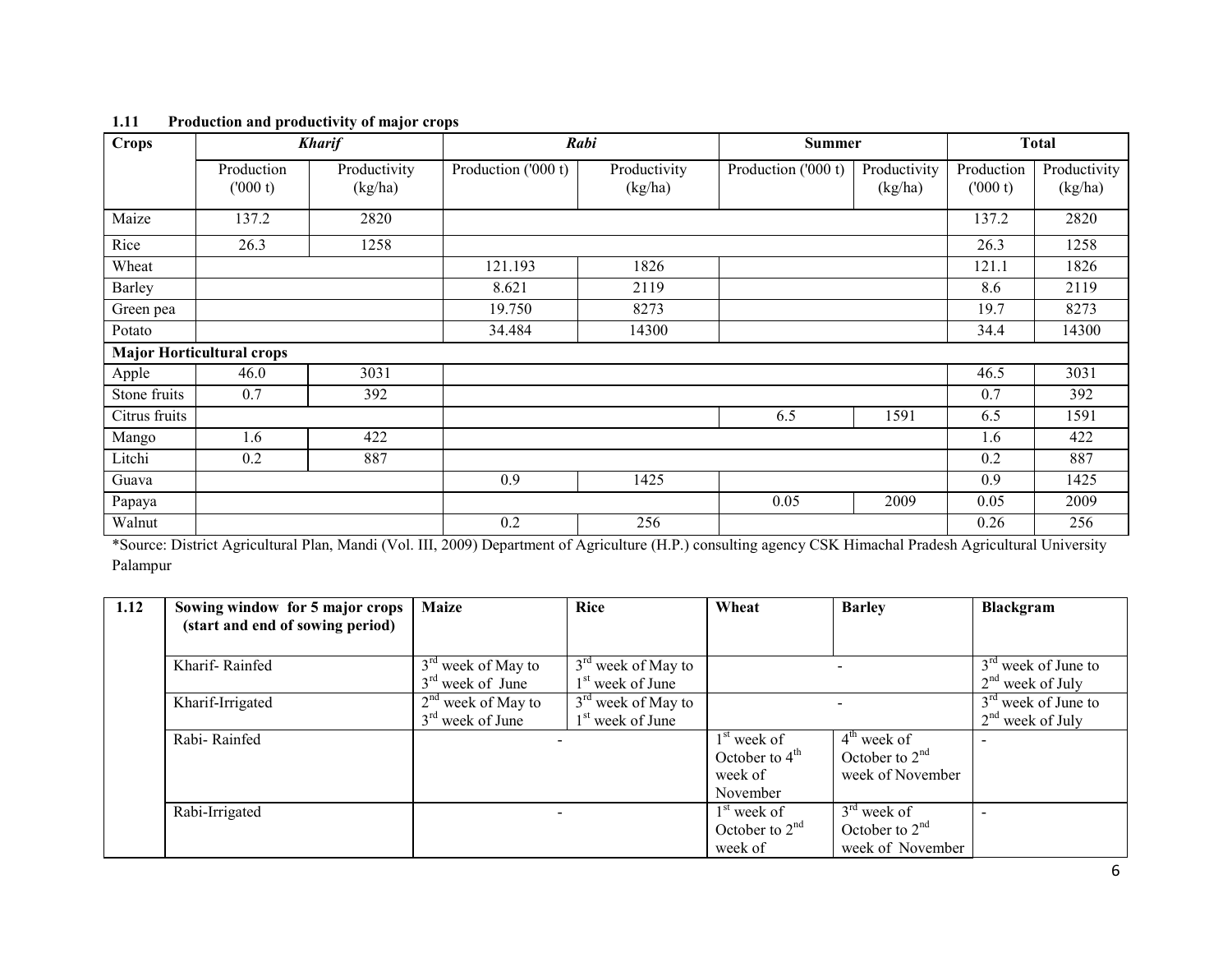### 1.11 Production and productivity of major crops

| Crops | *Kharif* | | *Rabi* | | Summer | | Total | |
|---|---|---|---|---|---|---|---|---|
| | Production ('000 t) | Productivity (kg/ha) | Production ('000 t) | Productivity (kg/ha) | Production ('000 t) | Productivity (kg/ha) | Production ('000 t) | Productivity (kg/ha) |
| Maize | 137.2 | 2820 | | | | | 137.2 | 2820 |
| Rice | 26.3 | 1258 | | | | | 26.3 | 1258 |
| Wheat | | | 121.193 | 1826 | | | 121.1 | 1826 |
| Barley | | | 8.621 | 2119 | | | 8.6 | 2119 |
| Green pea | | | 19.750 | 8273 | | | 19.7 | 8273 |
| Potato | | | 34.484 | 14300 | | | 34.4 | 14300 |
| **Major Horticultural crops** | | | | | | | | |
| Apple | 46.0 | 3031 | | | | | 46.5 | 3031 |
| Stone fruits | 0.7 | 392 | | | | | 0.7 | 392 |
| Citrus fruits | | | | | 6.5 | 1591 | 6.5 | 1591 |
| Mango | 1.6 | 422 | | | | | 1.6 | 422 |
| Litchi | 0.2 | 887 | | | | | 0.2 | 887 |
| Guava | | | 0.9 | 1425 | | | 0.9 | 1425 |
| Papaya | | | | | 0.05 | 2009 | 0.05 | 2009 |
| Walnut | | | 0.2 | 256 | | | 0.26 | 256 |

*Source: District Agricultural Plan, Mandi (Vol. III, 2009) Department of Agriculture (H.P.) consulting agency CSK Himachal Pradesh Agricultural University Palampur

| 1.12 | Sowing window for 5 major crops (start and end of sowing period) | Maize | Rice | Wheat | Barley | Blackgram |
|---|---|---|---|---|---|---|
| | Kharif- Rainfed | 3rd week of May to 3rd week of June | 3rd week of May to 1st week of June | - | | 3rd week of June to 2nd week of July |
| | Kharif-Irrigated | 2nd week of May to 3rd week of June | 3rd week of May to 1st week of June | - | | 3rd week of June to 2nd week of July |
| | Rabi- Rainfed | - | | 1st week of October to 4th week of November | 4th week of October to 2nd week of November | - |
| | Rabi-Irrigated | - | | 1st week of October to 2nd week of | 3rd week of October to 2nd week of November | - |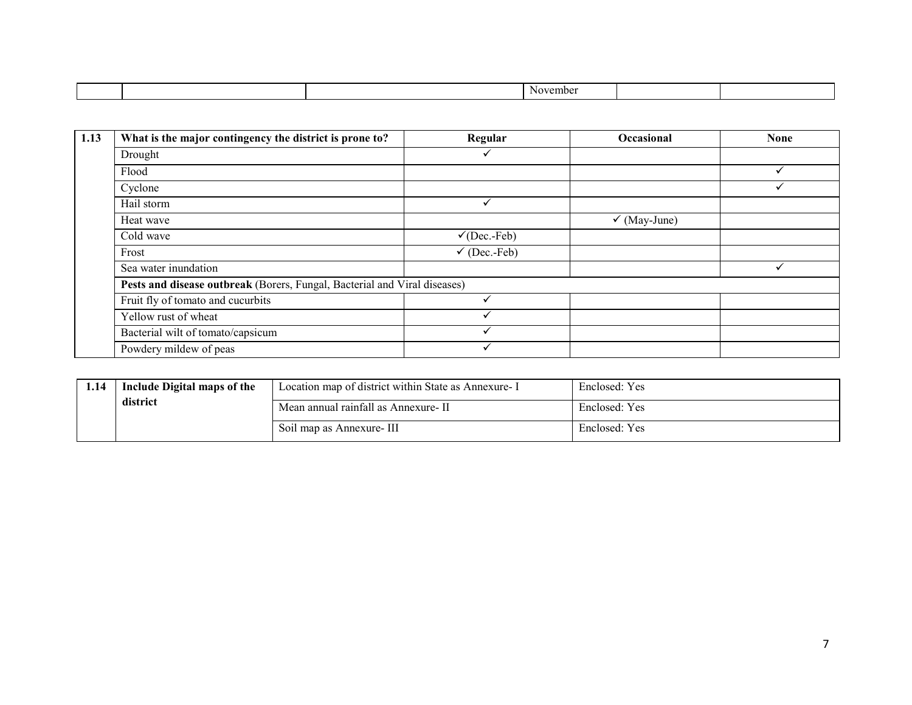| | | | November | | |
|---|---|---|---|---|---|

| 1.13 | What is the major contingency the district is prone to? | Regular | Occasional | None |
|---|---|---|---|---|
| | Drought | ✓ | | |
| | Flood | | | ✓ |
| | Cyclone | | | ✓ |
| | Hail storm | ✓ | | |
| | Heat wave | | ✓ (May-June) | |
| | Cold wave | ✓(Dec.-Feb) | | |
| | Frost | ✓ (Dec.-Feb) | | |
| | Sea water inundation | | | ✓ |
| | **Pests and disease outbreak** (Borers, Fungal, Bacterial and Viral diseases) | | | |
| | Fruit fly of tomato and cucurbits | ✓ | | |
| | Yellow rust of wheat | ✓ | | |
| | Bacterial wilt of tomato/capsicum | ✓ | | |
| | Powdery mildew of peas | ✓ | | |

| 1.14 | Include Digital maps of the district | Location map of district within State as Annexure- I | Enclosed: Yes |
|---|---|---|---|
| | | Mean annual rainfall as Annexure- II | Enclosed: Yes |
| | | Soil map as Annexure- III | Enclosed: Yes |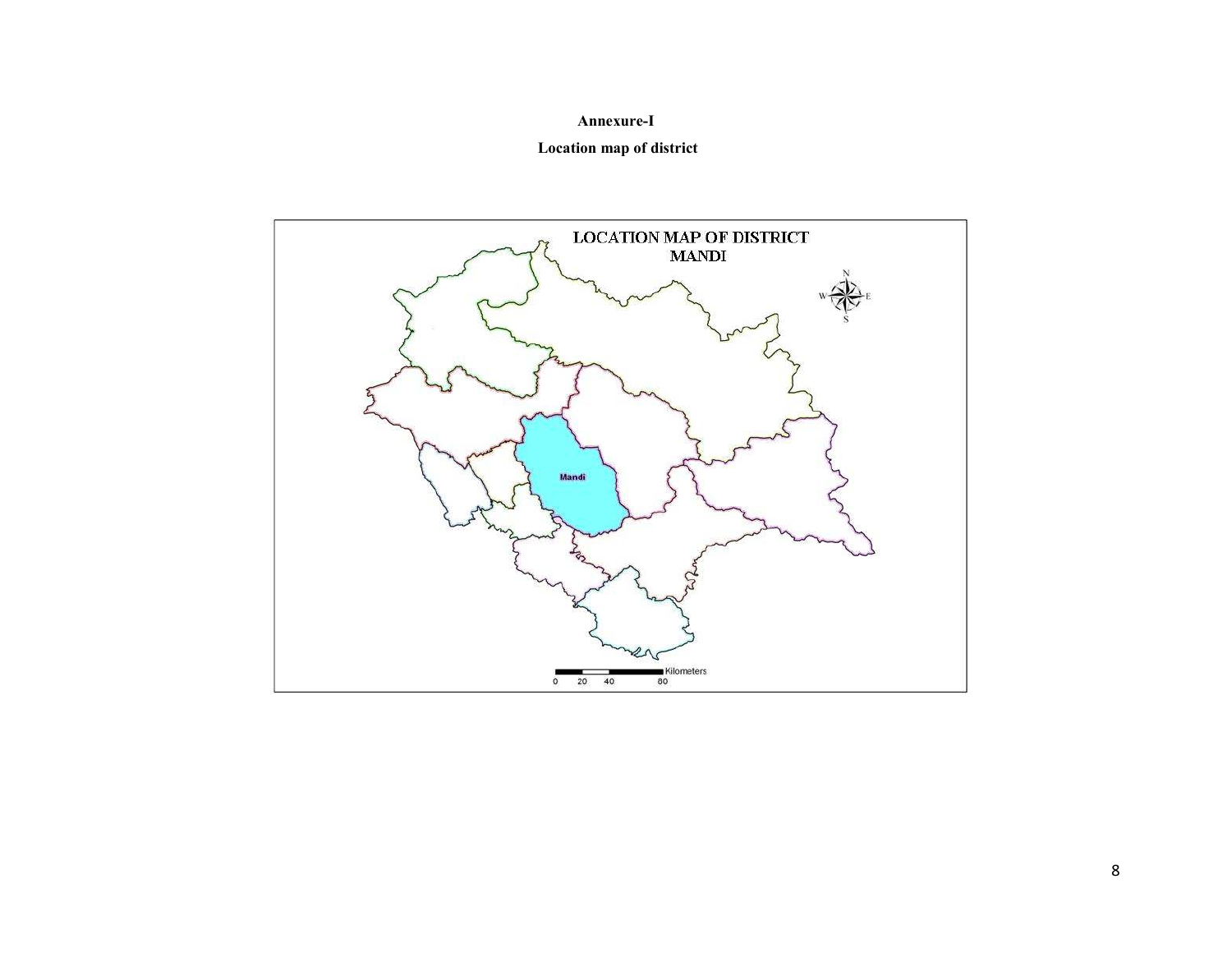**Annexure-I**

**Location map of district**

LOCATION MAP OF DISTRICT MANDI

Mandi

0 20 40 80 Kilometers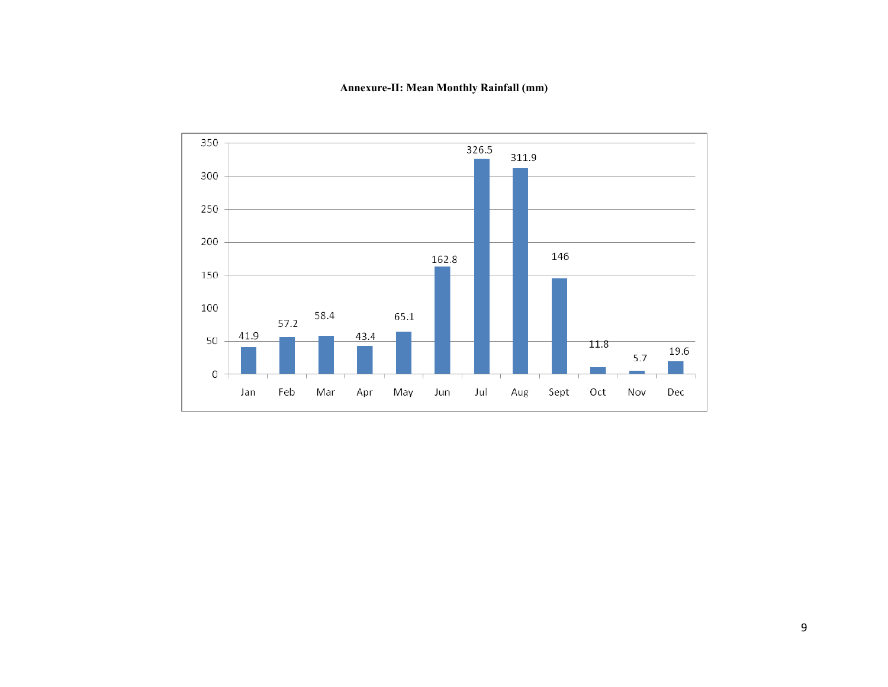**Annexure-II: Mean Monthly Rainfall (mm)**

| Month | Rainfall (mm) |
|---|---|
| Jan | 41.9 |
| Feb | 57.2 |
| Mar | 58.4 |
| Apr | 43.4 |
| May | 65.1 |
| Jun | 162.8 |
| Jul | 326.5 |
| Aug | 311.9 |
| Sept | 146 |
| Oct | 11.8 |
| Nov | 5.7 |
| Dec | 19.6 |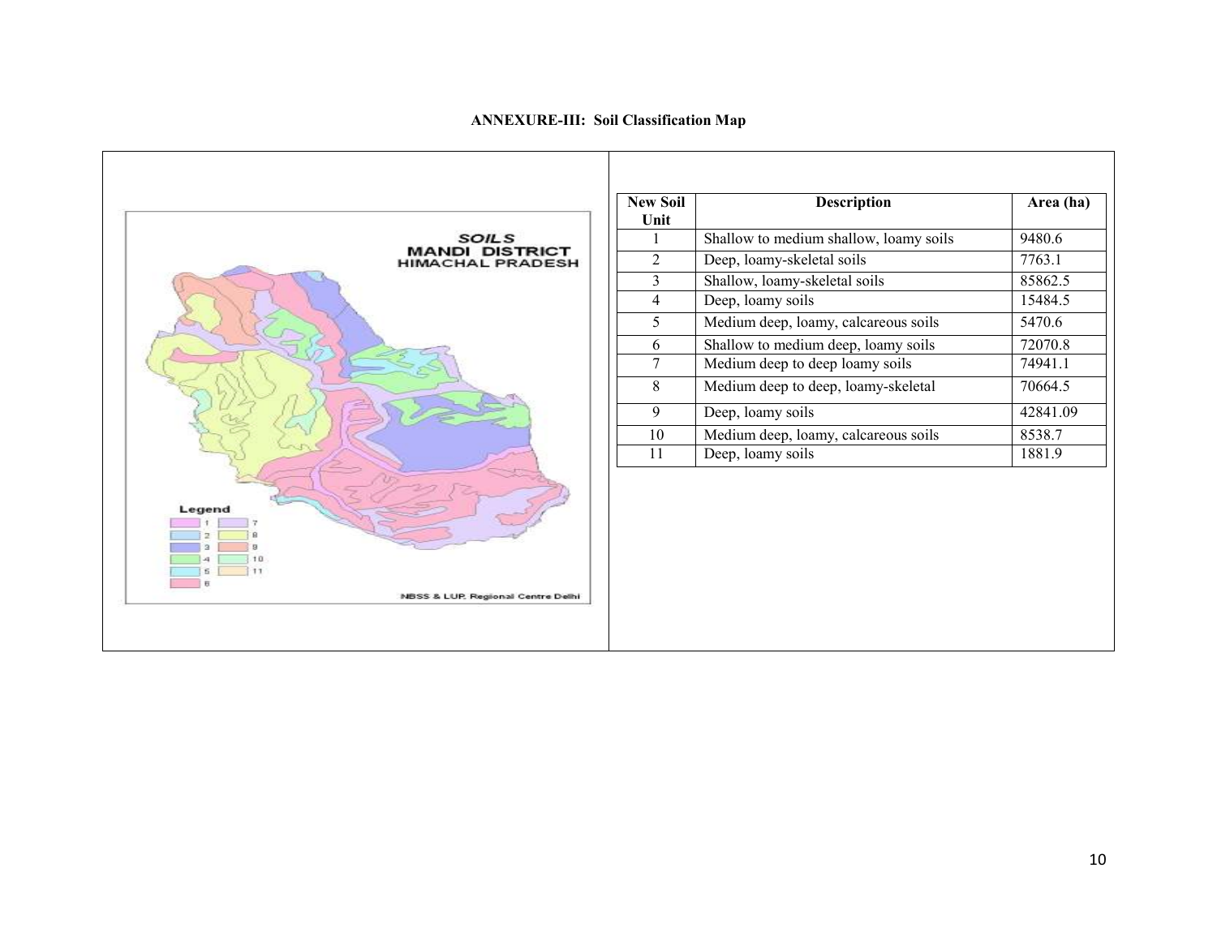# ANNEXURE-III: Soil Classification Map

| New Soil Unit | Description | Area (ha) |
|---|---|---|
| 1 | Shallow to medium shallow, loamy soils | 9480.6 |
| 2 | Deep, loamy-skeletal soils | 7763.1 |
| 3 | Shallow, loamy-skeletal soils | 85862.5 |
| 4 | Deep, loamy soils | 15484.5 |
| 5 | Medium deep, loamy, calcareous soils | 5470.6 |
| 6 | Shallow to medium deep, loamy soils | 72070.8 |
| 7 | Medium deep to deep loamy soils | 74941.1 |
| 8 | Medium deep to deep, loamy-skeletal | 70664.5 |
| 9 | Deep, loamy soils | 42841.09 |
| 10 | Medium deep, loamy, calcareous soils | 8538.7 |
| 11 | Deep, loamy soils | 1881.9 |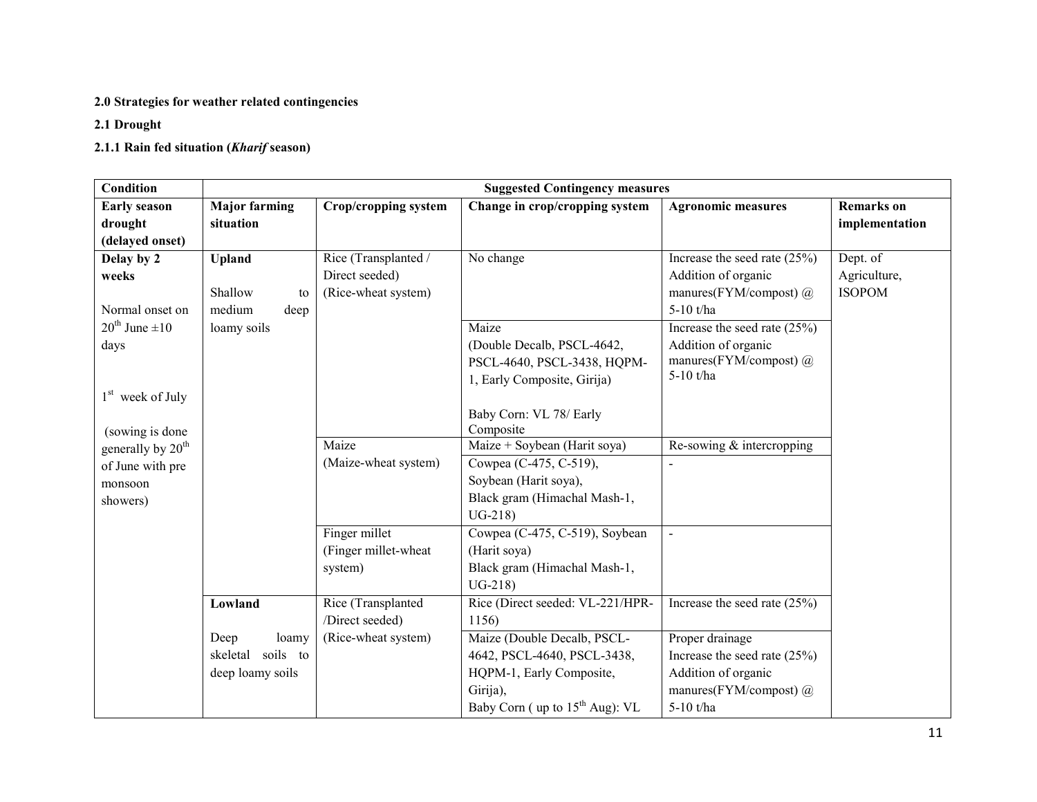**2.0 Strategies for weather related contingencies**

**2.1 Drought**

**2.1.1 Rain fed situation (*Kharif* season)**

| Condition | Suggested Contingency measures | | | | |
|---|---|---|---|---|---|
| **Early season drought (delayed onset)** | **Major farming situation** | **Crop/cropping system** | **Change in crop/cropping system** | **Agronomic measures** | **Remarks on implementation** |
| **Delay by 2 weeks**<br><br>Normal onset on 20th June ±10 days<br><br>1st week of July<br><br>(sowing is done generally by 20th of June with pre monsoon showers) | **Upland**<br><br>Shallow to medium deep loamy soils | Rice (Transplanted / Direct seeded) (Rice-wheat system) | No change | Increase the seed rate (25%) Addition of organic manures(FYM/compost) @ 5-10 t/ha | Dept. of Agriculture, ISOPOM |
| | | | Maize (Double Decalb, PSCL-4642, PSCL-4640, PSCL-3438, HQPM-1, Early Composite, Girija)<br><br>Baby Corn: VL 78/ Early Composite | Increase the seed rate (25%) Addition of organic manures(FYM/compost) @ 5-10 t/ha | |
| | | Maize (Maize-wheat system) | Maize + Soybean (Harit soya) | Re-sowing & intercropping | |
| | | | Cowpea (C-475, C-519), Soybean (Harit soya), Black gram (Himachal Mash-1, UG-218) | - | |
| | | Finger millet (Finger millet-wheat system) | Cowpea (C-475, C-519), Soybean (Harit soya) Black gram (Himachal Mash-1, UG-218) | - | |
| | **Lowland**<br><br>Deep loamy skeletal soils to deep loamy soils | Rice (Transplanted /Direct seeded) (Rice-wheat system) | Rice (Direct seeded: VL-221/HPR-1156) | Increase the seed rate (25%) | |
| | | | Maize (Double Decalb, PSCL-4642, PSCL-4640, PSCL-3438, HQPM-1, Early Composite, Girija), Baby Corn ( up to 15th Aug): VL | Proper drainage Increase the seed rate (25%) Addition of organic manures(FYM/compost) @ 5-10 t/ha | |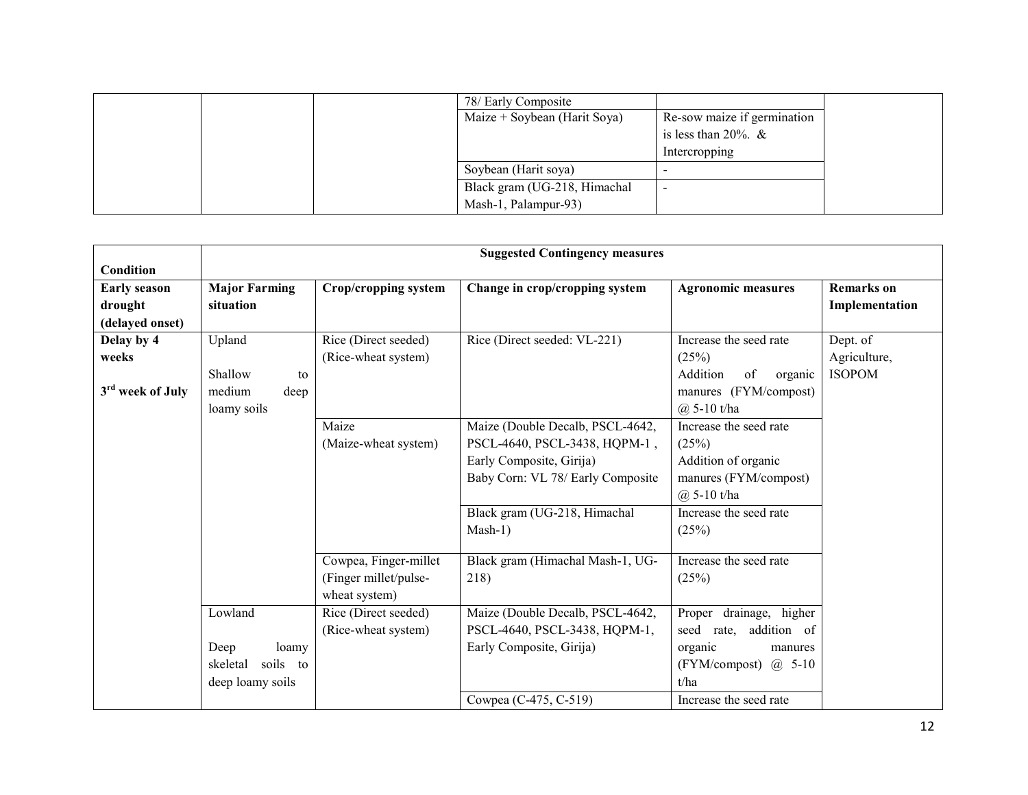| | | | 78/ Early Composite | | |
|---|---|---|---|---|---|
| | | | Maize + Soybean (Harit Soya) | Re-sow maize if germination is less than 20%. & Intercropping | |
| | | | Soybean (Harit soya) | - | |
| | | | Black gram (UG-218, Himachal Mash-1, Palampur-93) | - | |

| Condition | Suggested Contingency measures | | | | |
|---|---|---|---|---|---|
| **Early season drought (delayed onset)** | **Major Farming situation** | **Crop/cropping system** | **Change in crop/cropping system** | **Agronomic measures** | **Remarks on Implementation** |
| **Delay by 4 weeks**<br><br>**3rd week of July** | Upland<br><br>Shallow to medium deep loamy soils | Rice (Direct seeded) (Rice-wheat system) | Rice (Direct seeded: VL-221) | Increase the seed rate (25%)<br>Addition of organic manures (FYM/compost) @ 5-10 t/ha | Dept. of Agriculture, ISOPOM |
| | | Maize (Maize-wheat system) | Maize (Double Decalb, PSCL-4642, PSCL-4640, PSCL-3438, HQPM-1 , Early Composite, Girija)<br>Baby Corn: VL 78/ Early Composite | Increase the seed rate (25%)<br>Addition of organic manures (FYM/compost) @ 5-10 t/ha | |
| | | | Black gram (UG-218, Himachal Mash-1) | Increase the seed rate (25%) | |
| | | Cowpea, Finger-millet (Finger millet/pulse-wheat system) | Black gram (Himachal Mash-1, UG-218) | Increase the seed rate (25%) | |
| | Lowland<br><br>Deep loamy skeletal soils to deep loamy soils | Rice (Direct seeded) (Rice-wheat system) | Maize (Double Decalb, PSCL-4642, PSCL-4640, PSCL-3438, HQPM-1, Early Composite, Girija) | Proper drainage, higher seed rate, addition of organic manures (FYM/compost) @ 5-10 t/ha | |
| | | | Cowpea (C-475, C-519) | Increase the seed rate | |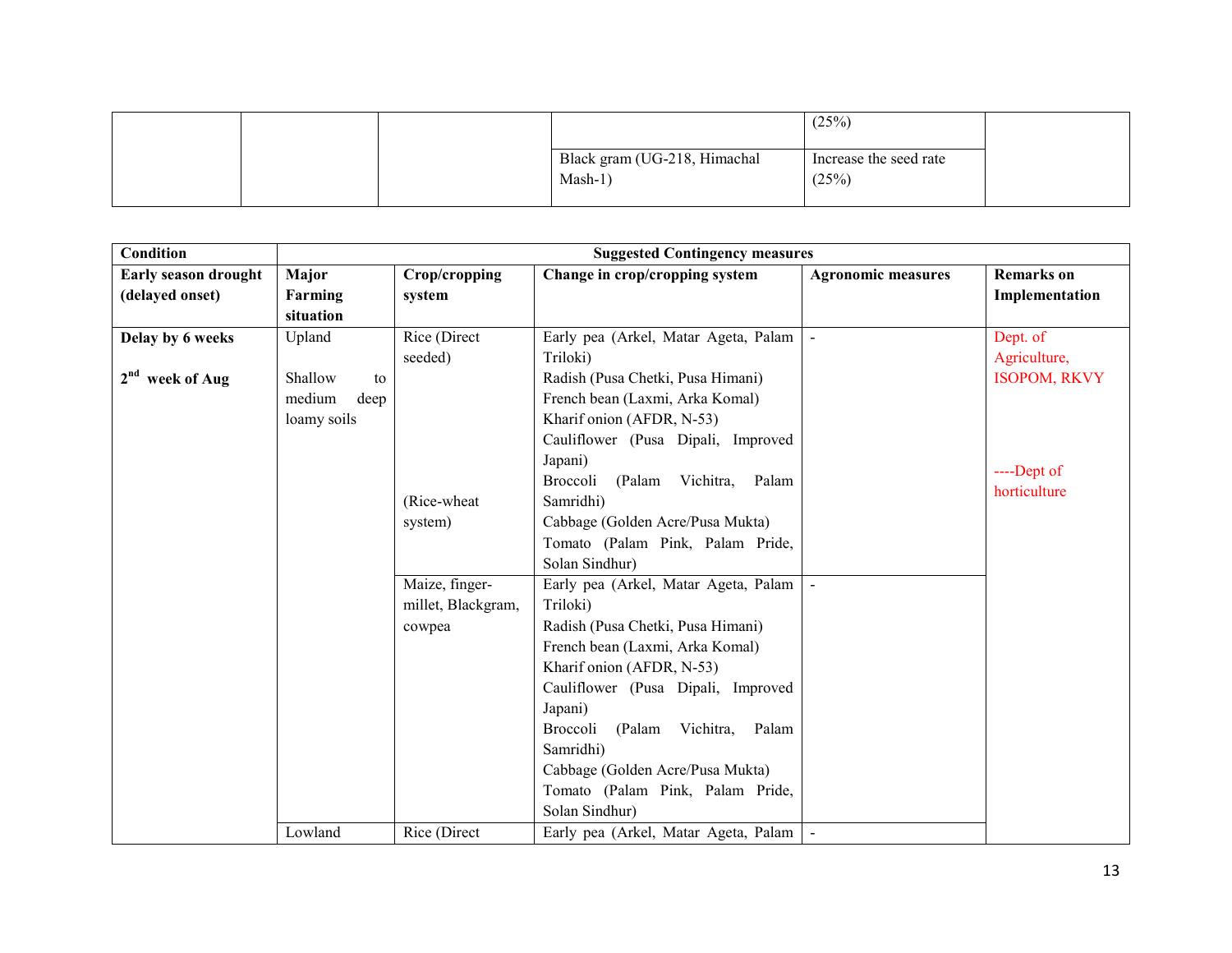| | | | | (25%) | |
|---|---|---|---|---|---|
| | | | Black gram (UG-218, Himachal Mash-1) | Increase the seed rate (25%) | |

| Condition | Suggested Contingency measures | | | | |
|---|---|---|---|---|---|
| **Early season drought (delayed onset)** | **Major Farming situation** | **Crop/cropping system** | **Change in crop/cropping system** | **Agronomic measures** | **Remarks on Implementation** |
| **Delay by 6 weeks**<br><br>**2nd week of Aug** | Upland<br><br>Shallow to medium deep loamy soils | Rice (Direct seeded)<br><br>(Rice-wheat system) | Early pea (Arkel, Matar Ageta, Palam Triloki)<br>Radish (Pusa Chetki, Pusa Himani)<br>French bean (Laxmi, Arka Komal)<br>Kharif onion (AFDR, N-53)<br>Cauliflower (Pusa Dipali, Improved Japani)<br>Broccoli (Palam Vichitra, Palam Samridhi)<br>Cabbage (Golden Acre/Pusa Mukta)<br>Tomato (Palam Pink, Palam Pride, Solan Sindhur) | - | Dept. of Agriculture, ISOPOM, RKVY<br><br>----Dept of horticulture |
| | | Maize, finger-millet, Blackgram, cowpea | Early pea (Arkel, Matar Ageta, Palam Triloki)<br>Radish (Pusa Chetki, Pusa Himani)<br>French bean (Laxmi, Arka Komal)<br>Kharif onion (AFDR, N-53)<br>Cauliflower (Pusa Dipali, Improved Japani)<br>Broccoli (Palam Vichitra, Palam Samridhi)<br>Cabbage (Golden Acre/Pusa Mukta)<br>Tomato (Palam Pink, Palam Pride, Solan Sindhur) | - | |
| | Lowland | Rice (Direct | Early pea (Arkel, Matar Ageta, Palam | - | |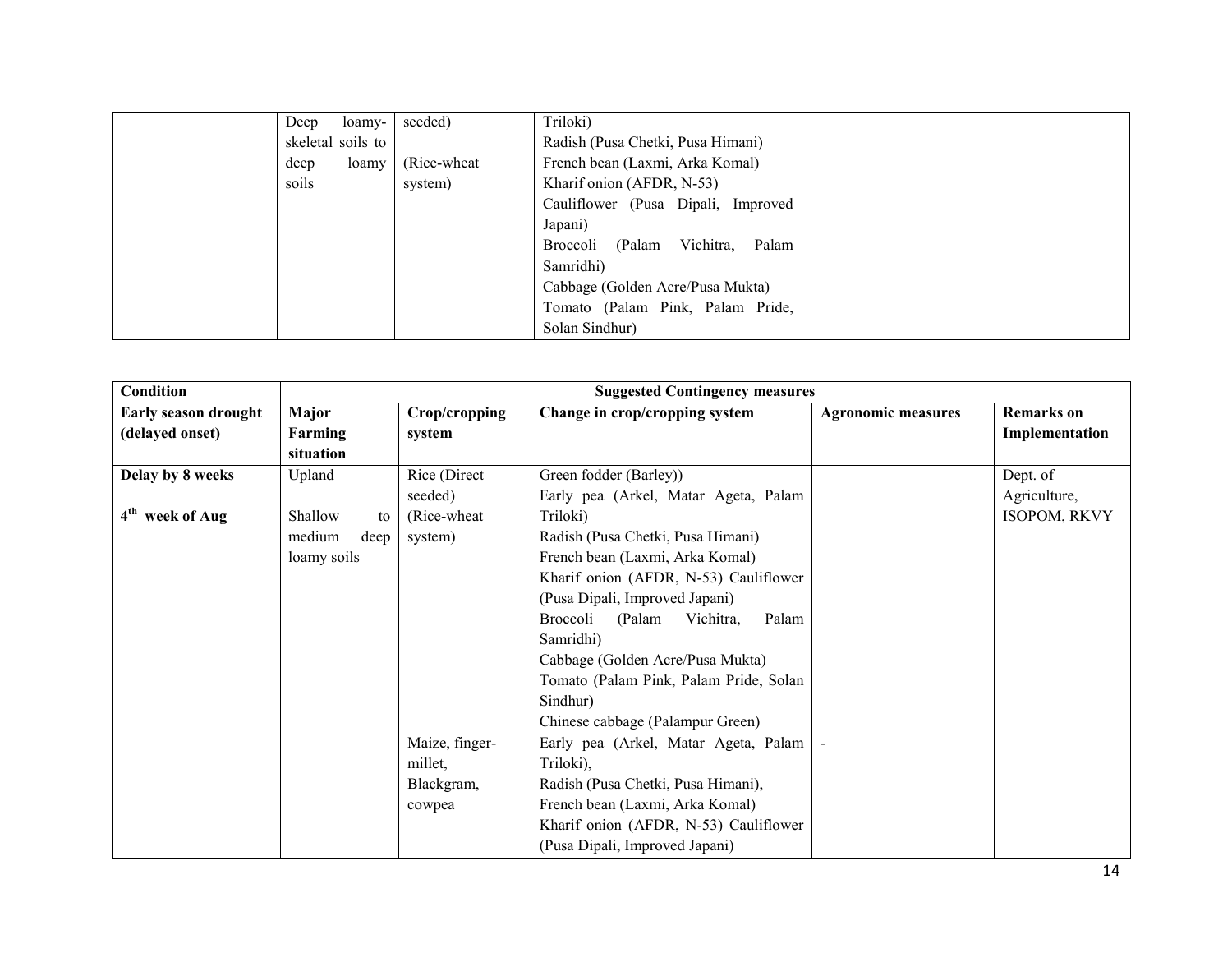|  | Deep loamy-skeletal soils to deep loamy soils | seeded) (Rice-wheat system) | Triloki) Radish (Pusa Chetki, Pusa Himani) French bean (Laxmi, Arka Komal) Kharif onion (AFDR, N-53) Cauliflower (Pusa Dipali, Improved Japani) Broccoli (Palam Vichitra, Palam Samridhi) Cabbage (Golden Acre/Pusa Mukta) Tomato (Palam Pink, Palam Pride, Solan Sindhur) |  |  |
|---|---|---|---|---|---|

| **Condition** | **Suggested Contingency measures** | | | | |
|---|---|---|---|---|---|
| **Early season drought (delayed onset)** | **Major Farming situation** | **Crop/cropping system** | **Change in crop/cropping system** | **Agronomic measures** | **Remarks on Implementation** |
| **Delay by 8 weeks** <br> **4$^{th}$ week of Aug** | Upland <br> Shallow to medium deep loamy soils | Rice (Direct seeded) (Rice-wheat system) | Green fodder (Barley)) Early pea (Arkel, Matar Ageta, Palam Triloki) Radish (Pusa Chetki, Pusa Himani) French bean (Laxmi, Arka Komal) Kharif onion (AFDR, N-53) Cauliflower (Pusa Dipali, Improved Japani) Broccoli (Palam Vichitra, Palam Samridhi) Cabbage (Golden Acre/Pusa Mukta) Tomato (Palam Pink, Palam Pride, Solan Sindhur) Chinese cabbage (Palampur Green) |  | Dept. of Agriculture, ISOPOM, RKVY |
|  |  | Maize, finger-millet, Blackgram, cowpea | Early pea (Arkel, Matar Ageta, Palam Triloki), Radish (Pusa Chetki, Pusa Himani), French bean (Laxmi, Arka Komal) Kharif onion (AFDR, N-53) Cauliflower (Pusa Dipali, Improved Japani) | - |  |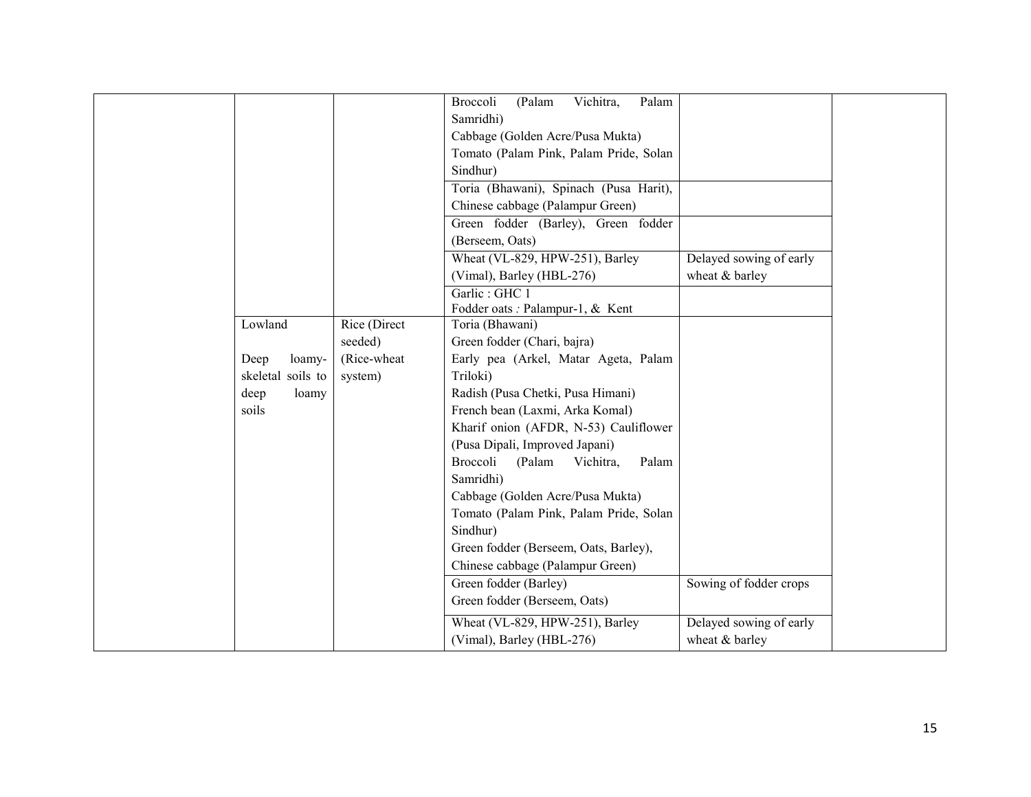| | | | | | |
|---|---|---|---|---|---|
| | | | Broccoli (Palam Vichitra, Palam Samridhi)<br>Cabbage (Golden Acre/Pusa Mukta)<br>Tomato (Palam Pink, Palam Pride, Solan Sindhur) | | |
| | | | Toria (Bhawani), Spinach (Pusa Harit), Chinese cabbage (Palampur Green) | | |
| | | | Green fodder (Barley), Green fodder (Berseem, Oats) | | |
| | | | Wheat (VL-829, HPW-251), Barley (Vimal), Barley (HBL-276) | Delayed sowing of early wheat & barley | |
| | | | Garlic : GHC 1<br>Fodder oats : Palampur-1, & Kent | | |
| | Lowland<br><br>Deep loamy-skeletal soils to deep loamy soils | Rice (Direct seeded)<br>(Rice-wheat system) | Toria (Bhawani)<br>Green fodder (Chari, bajra)<br>Early pea (Arkel, Matar Ageta, Palam Triloki)<br>Radish (Pusa Chetki, Pusa Himani)<br>French bean (Laxmi, Arka Komal)<br>Kharif onion (AFDR, N-53) Cauliflower (Pusa Dipali, Improved Japani)<br>Broccoli (Palam Vichitra, Palam Samridhi)<br>Cabbage (Golden Acre/Pusa Mukta)<br>Tomato (Palam Pink, Palam Pride, Solan Sindhur)<br>Green fodder (Berseem, Oats, Barley),<br>Chinese cabbage (Palampur Green) | | |
| | | | Green fodder (Barley)<br>Green fodder (Berseem, Oats) | Sowing of fodder crops | |
| | | | Wheat (VL-829, HPW-251), Barley (Vimal), Barley (HBL-276) | Delayed sowing of early wheat & barley | |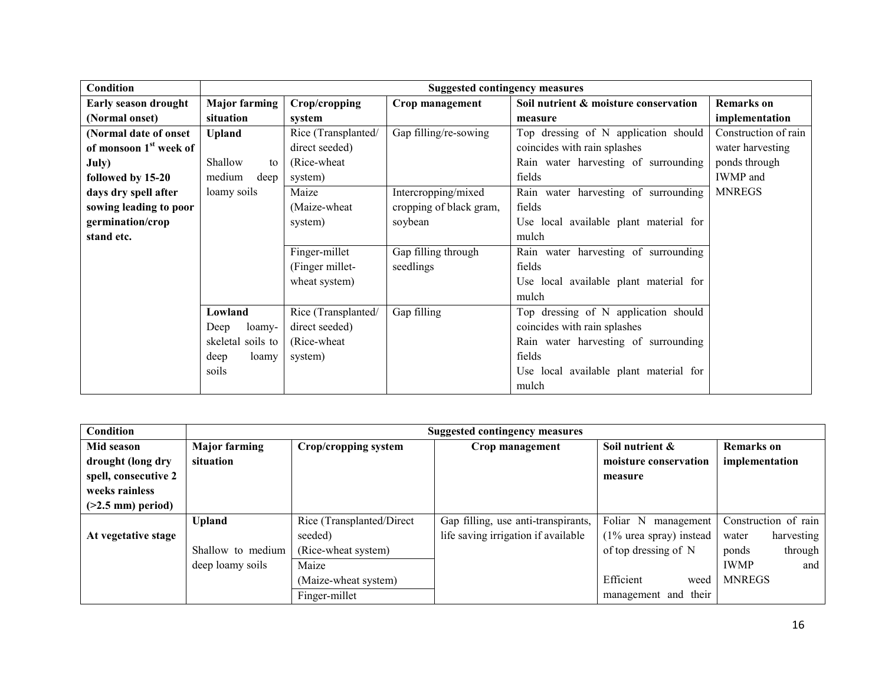| Condition | Suggested contingency measures | | | | |
|---|---|---|---|---|---|
| **Early season drought (Normal onset)** | **Major farming situation** | **Crop/cropping system** | **Crop management** | **Soil nutrient & moisture conservation measure** | **Remarks on implementation** |
| **(Normal date of onset of monsoon 1st week of July) followed by 15-20 days dry spell after sowing leading to poor germination/crop stand etc.** | **Upland** Shallow to medium deep loamy soils | Rice (Transplanted/ direct seeded) (Rice-wheat system) | Gap filling/re-sowing | Top dressing of N application should coincides with rain splashes Rain water harvesting of surrounding fields | Construction of rain water harvesting ponds through IWMP and MNREGS |
| | | Maize (Maize-wheat system) | Intercropping/mixed cropping of black gram, soybean | Rain water harvesting of surrounding fields Use local available plant material for mulch | |
| | | Finger-millet (Finger millet-wheat system) | Gap filling through seedlings | Rain water harvesting of surrounding fields Use local available plant material for mulch | |
| | **Lowland** Deep loamy-skeletal soils to deep loamy soils | Rice (Transplanted/ direct seeded) (Rice-wheat system) | Gap filling | Top dressing of N application should coincides with rain splashes Rain water harvesting of surrounding fields Use local available plant material for mulch | |

| Condition | Suggested contingency measures | | | | |
|---|---|---|---|---|---|
| **Mid season drought (long dry spell, consecutive 2 weeks rainless (>2.5 mm) period)** | **Major farming situation** | **Crop/cropping system** | **Crop management** | **Soil nutrient & moisture conservation measure** | **Remarks on implementation** |
| **At vegetative stage** | **Upland** Shallow to medium deep loamy soils | Rice (Transplanted/Direct seeded) (Rice-wheat system) | Gap filling, use anti-transpirants, life saving irrigation if available | Foliar N management (1% urea spray) instead of top dressing of N Efficient weed management and their | Construction of rain water harvesting ponds through IWMP and MNREGS |
| | | Maize (Maize-wheat system) | | | |
| | | Finger-millet | | | |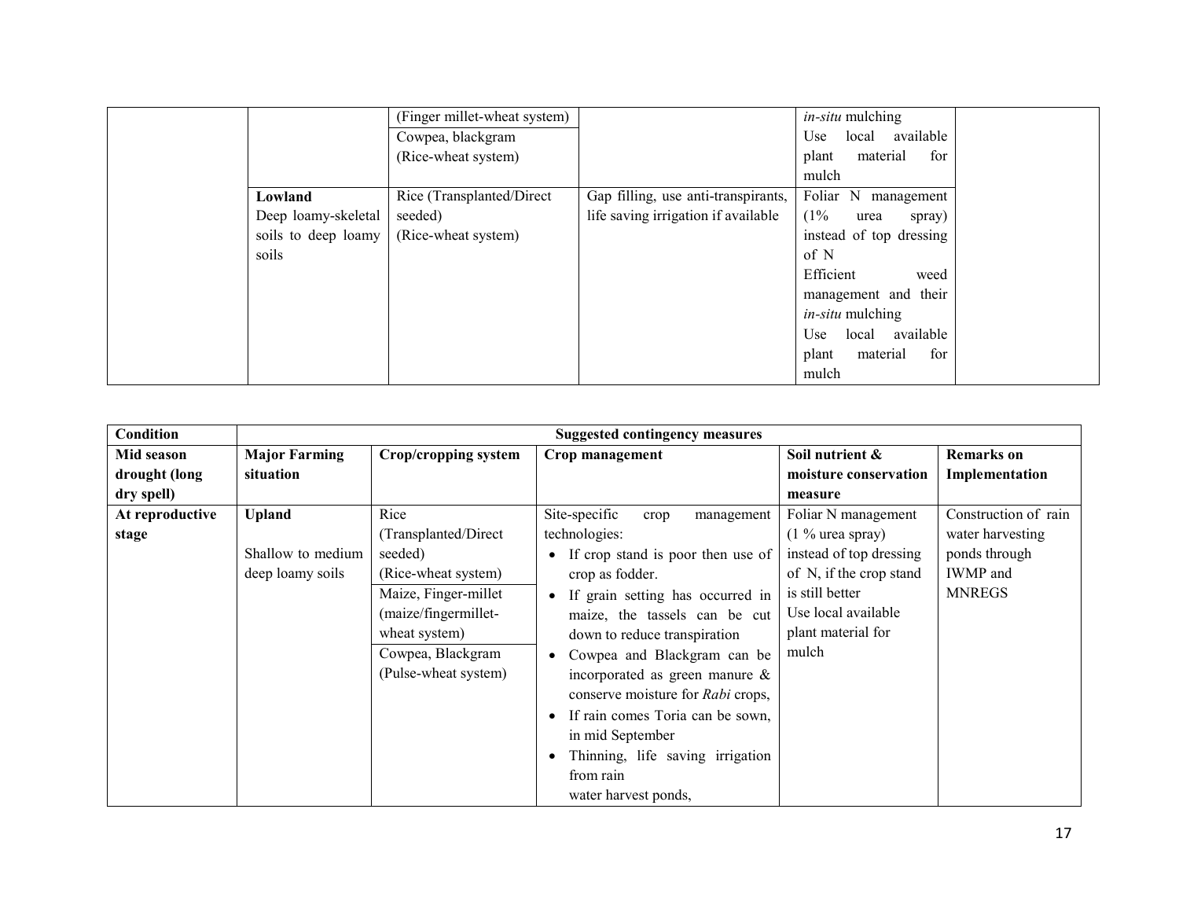| | | | | | |
|---|---|---|---|---|---|
| | | (Finger millet-wheat system) | | *in-situ* mulching | |
| | | Cowpea, blackgram (Rice-wheat system) | | Use local available plant material for mulch | |
| | **Lowland** Deep loamy-skeletal soils to deep loamy soils | Rice (Transplanted/Direct seeded) (Rice-wheat system) | Gap filling, use anti-transpirants, life saving irrigation if available | Foliar N management (1% urea spray) instead of top dressing of N<br>Efficient weed management and their *in-situ* mulching<br>Use local available plant material for mulch | |

| **Condition** | **Suggested contingency measures** | | | | |
|---|---|---|---|---|---|
| **Mid season drought (long dry spell)** | **Major Farming situation** | **Crop/cropping system** | **Crop management** | **Soil nutrient & moisture conservation measure** | **Remarks on Implementation** |
| **At reproductive stage** | **Upland**<br><br>Shallow to medium deep loamy soils | Rice (Transplanted/Direct seeded) (Rice-wheat system)<br>Maize, Finger-millet (maize/fingermillet-wheat system)<br>Cowpea, Blackgram (Pulse-wheat system) | Site-specific crop management technologies:<br>• If crop stand is poor then use of crop as fodder.<br>• If grain setting has occurred in maize, the tassels can be cut down to reduce transpiration<br>• Cowpea and Blackgram can be incorporated as green manure & conserve moisture for *Rabi* crops,<br>• If rain comes Toria can be sown, in mid September<br>• Thinning, life saving irrigation from rain water harvest ponds, | Foliar N management (1 % urea spray) instead of top dressing of N, if the crop stand is still better<br>Use local available plant material for mulch | Construction of rain water harvesting ponds through IWMP and MNREGS |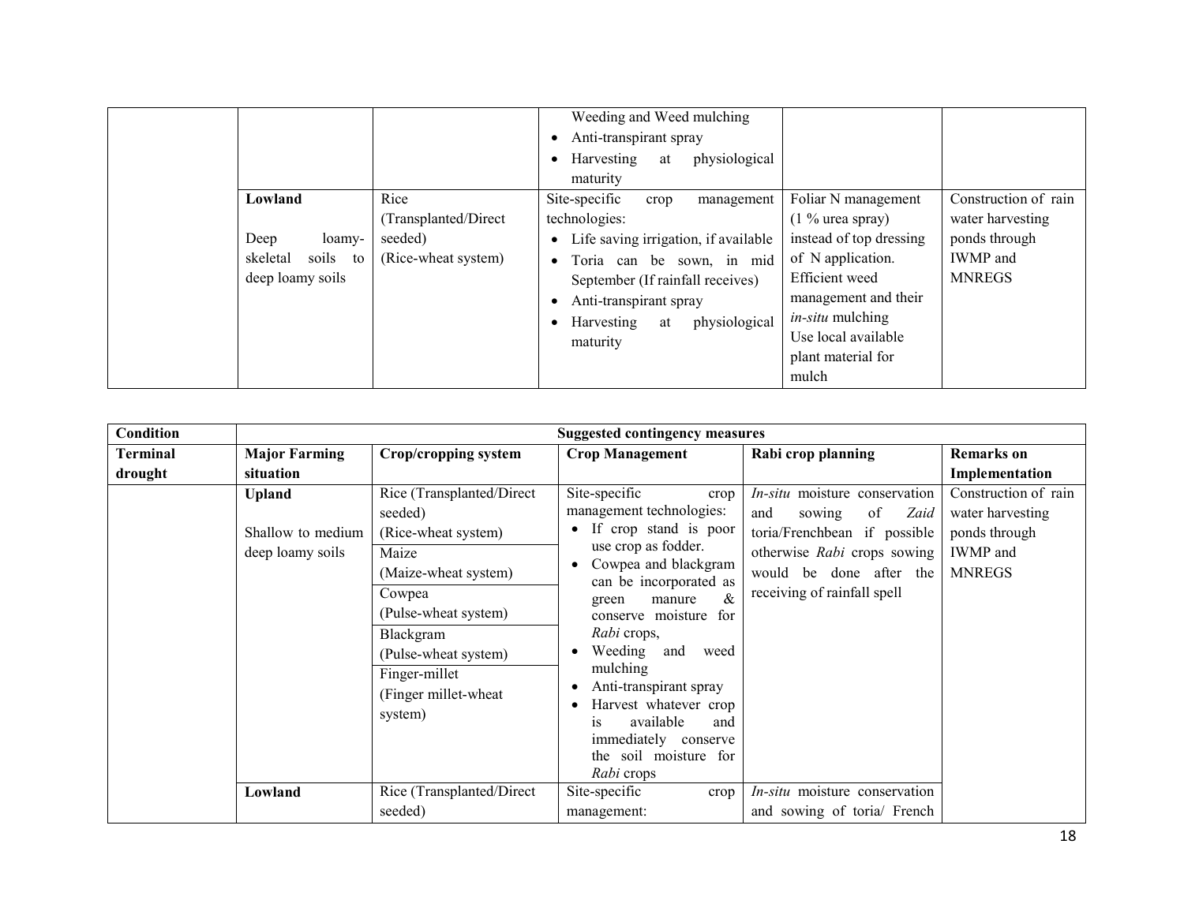| | | | | | |
|---|---|---|---|---|---|
| | | | Weeding and Weed mulching<br>• Anti-transpirant spray<br>• Harvesting at physiological maturity | | |
| | **Lowland**<br><br>Deep loamy-skeletal soils to deep loamy soils | Rice (Transplanted/Direct seeded)<br>(Rice-wheat system) | Site-specific crop management technologies:<br>• Life saving irrigation, if available<br>• Toria can be sown, in mid September (If rainfall receives)<br>• Anti-transpirant spray<br>• Harvesting at physiological maturity | Foliar N management (1 % urea spray) instead of top dressing of N application.<br>Efficient weed management and their *in-situ* mulching<br>Use local available plant material for mulch | Construction of rain water harvesting ponds through IWMP and MNREGS |

| **Condition** | **Suggested contingency measures** | | | | |
|---|---|---|---|---|---|
| **Terminal drought** | **Major Farming situation** | **Crop/cropping system** | **Crop Management** | **Rabi crop planning** | **Remarks on Implementation** |
| | **Upland**<br><br>Shallow to medium deep loamy soils | Rice (Transplanted/Direct seeded)<br>(Rice-wheat system)<br>Maize<br>(Maize-wheat system)<br>Cowpea<br>(Pulse-wheat system)<br>Blackgram<br>(Pulse-wheat system)<br>Finger-millet<br>(Finger millet-wheat system) | Site-specific crop management technologies:<br>• If crop stand is poor use crop as fodder.<br>• Cowpea and blackgram can be incorporated as green manure & conserve moisture for *Rabi* crops,<br>• Weeding and weed mulching<br>• Anti-transpirant spray<br>• Harvest whatever crop is available and immediately conserve the soil moisture for *Rabi* crops | *In-situ* moisture conservation and sowing of *Zaid* toria/Frenchbean if possible otherwise *Rabi* crops sowing would be done after the receiving of rainfall spell | Construction of rain water harvesting ponds through IWMP and MNREGS |
| | **Lowland** | Rice (Transplanted/Direct seeded) | Site-specific crop management: | *In-situ* moisture conservation and sowing of toria/ French | |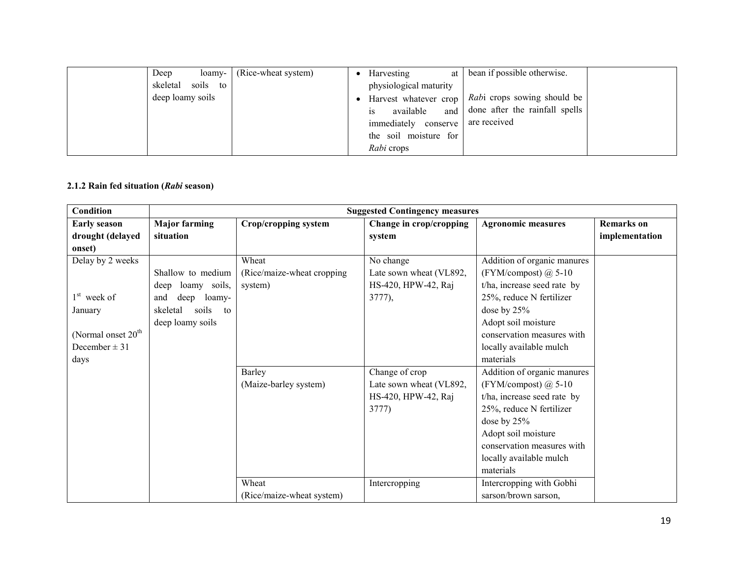| | Deep loamy-skeletal soils to deep loamy soils | (Rice-wheat system) | • Harvesting at physiological maturity<br>• Harvest whatever crop is available and immediately conserve the soil moisture for *Rabi* crops | bean if possible otherwise.<br><br>*Rabi* crops sowing should be done after the rainfall spells are received | |
|---|---|---|---|---|---|

### 2.1.2 Rain fed situation (*Rabi* season)

| Condition | Suggested Contingency measures | | | | |
|---|---|---|---|---|---|
| **Early season drought (delayed onset)** | **Major farming situation** | **Crop/cropping system** | **Change in crop/cropping system** | **Agronomic measures** | **Remarks on implementation** |
| Delay by 2 weeks<br><br>1st week of January<br><br>(Normal onset 20th December ± 31 days | Shallow to medium deep loamy soils, and deep loamy-skeletal soils to deep loamy soils | Wheat (Rice/maize-wheat cropping system) | No change<br>Late sown wheat (VL892, HS-420, HPW-42, Raj 3777), | Addition of organic manures (FYM/compost) @ 5-10 t/ha, increase seed rate by 25%, reduce N fertilizer dose by 25%<br>Adopt soil moisture conservation measures with locally available mulch materials | |
| | | Barley (Maize-barley system) | Change of crop<br>Late sown wheat (VL892, HS-420, HPW-42, Raj 3777) | Addition of organic manures (FYM/compost) @ 5-10 t/ha, increase seed rate by 25%, reduce N fertilizer dose by 25%<br>Adopt soil moisture conservation measures with locally available mulch materials | |
| | | Wheat (Rice/maize-wheat system) | Intercropping | Intercropping with Gobhi sarson/brown sarson, | |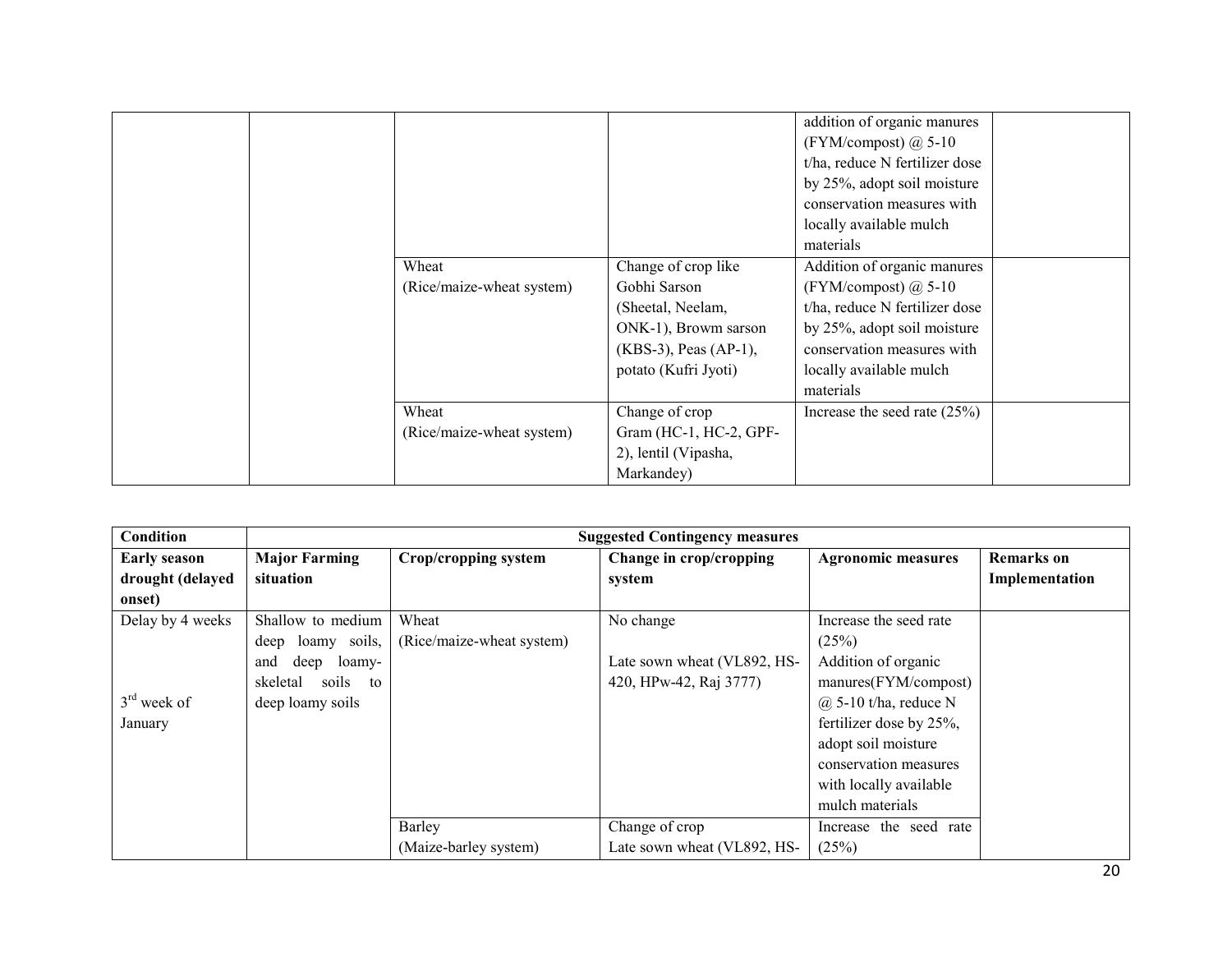| | | | | | |
|---|---|---|---|---|---|
| | | | | addition of organic manures (FYM/compost) @ 5-10 t/ha, reduce N fertilizer dose by 25%, adopt soil moisture conservation measures with locally available mulch materials | |
| | | Wheat (Rice/maize-wheat system) | Change of crop like Gobhi Sarson (Sheetal, Neelam, ONK-1), Browm sarson (KBS-3), Peas (AP-1), potato (Kufri Jyoti) | Addition of organic manures (FYM/compost) @ 5-10 t/ha, reduce N fertilizer dose by 25%, adopt soil moisture conservation measures with locally available mulch materials | |
| | | Wheat (Rice/maize-wheat system) | Change of crop Gram (HC-1, HC-2, GPF-2), lentil (Vipasha, Markandey) | Increase the seed rate (25%) | |

| Condition | Suggested Contingency measures | | | | |
|---|---|---|---|---|---|
| **Early season drought (delayed onset)** | **Major Farming situation** | **Crop/cropping system** | **Change in crop/cropping system** | **Agronomic measures** | **Remarks on Implementation** |
| Delay by 4 weeks<br><br>3rd week of January | Shallow to medium deep loamy soils, and deep loamy-skeletal soils to deep loamy soils | Wheat (Rice/maize-wheat system) | No change<br><br>Late sown wheat (VL892, HS-420, HPw-42, Raj 3777) | Increase the seed rate (25%)<br>Addition of organic manures(FYM/compost) @ 5-10 t/ha, reduce N fertilizer dose by 25%, adopt soil moisture conservation measures with locally available mulch materials | |
| | | Barley (Maize-barley system) | Change of crop Late sown wheat (VL892, HS- | Increase the seed rate (25%) | |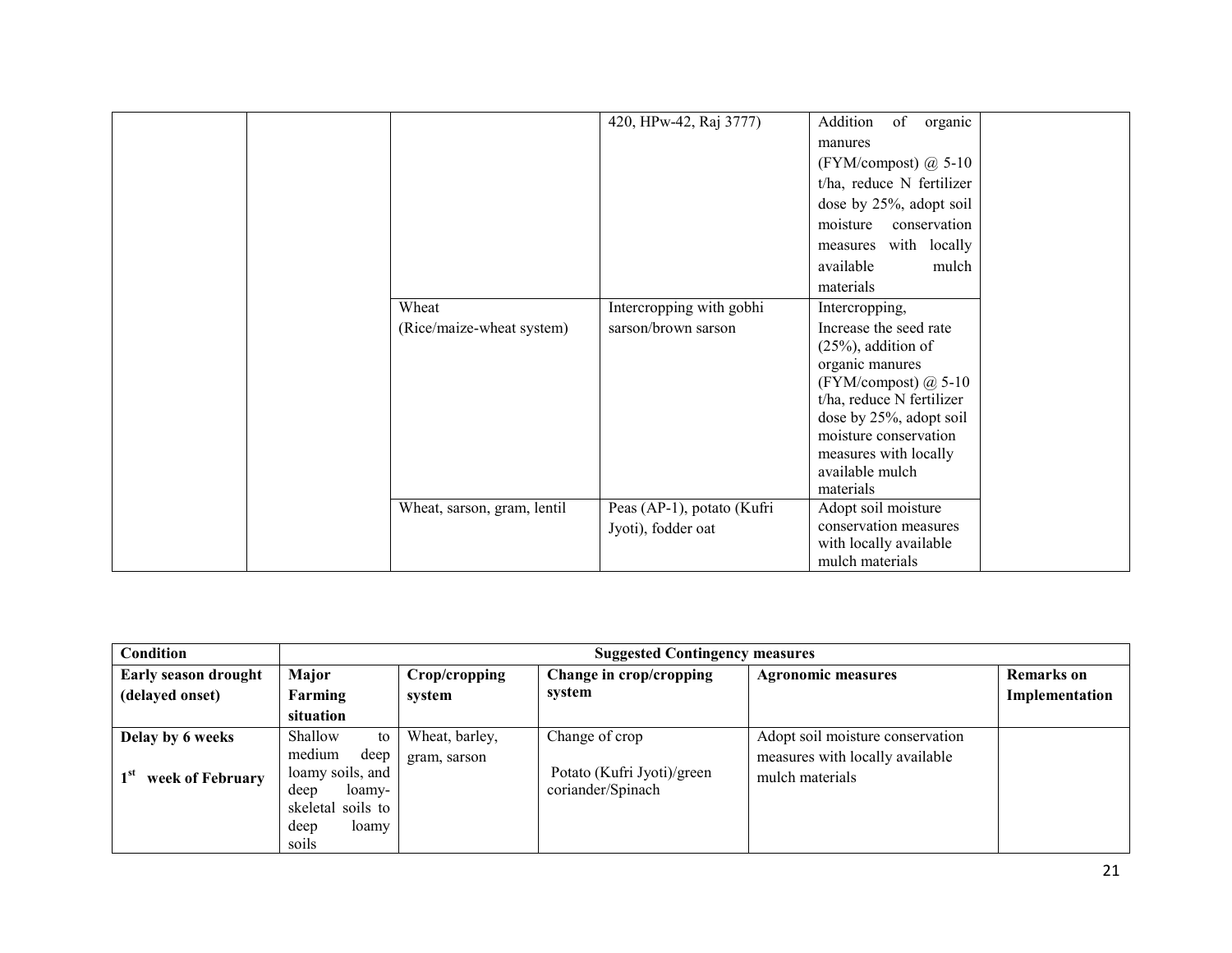| | | | | | |
|---|---|---|---|---|---|
| | | | 420, HPw-42, Raj 3777) | Addition of organic manures (FYM/compost) @ 5-10 t/ha, reduce N fertilizer dose by 25%, adopt soil moisture conservation measures with locally available mulch materials | |
| | | Wheat (Rice/maize-wheat system) | Intercropping with gobhi sarson/brown sarson | Intercropping, Increase the seed rate (25%), addition of organic manures (FYM/compost) @ 5-10 t/ha, reduce N fertilizer dose by 25%, adopt soil moisture conservation measures with locally available mulch materials | |
| | | Wheat, sarson, gram, lentil | Peas (AP-1), potato (Kufri Jyoti), fodder oat | Adopt soil moisture conservation measures with locally available mulch materials | |

| Condition | Suggested Contingency measures | | | | |
|---|---|---|---|---|---|
| **Early season drought (delayed onset)** | **Major Farming situation** | **Crop/cropping system** | **Change in crop/cropping system** | **Agronomic measures** | **Remarks on Implementation** |
| **Delay by 6 weeks**<br>**1st week of February** | Shallow to medium deep loamy soils, and deep loamy-skeletal soils to deep loamy soils | Wheat, barley, gram, sarson | Change of crop<br>Potato (Kufri Jyoti)/green coriander/Spinach | Adopt soil moisture conservation measures with locally available mulch materials | |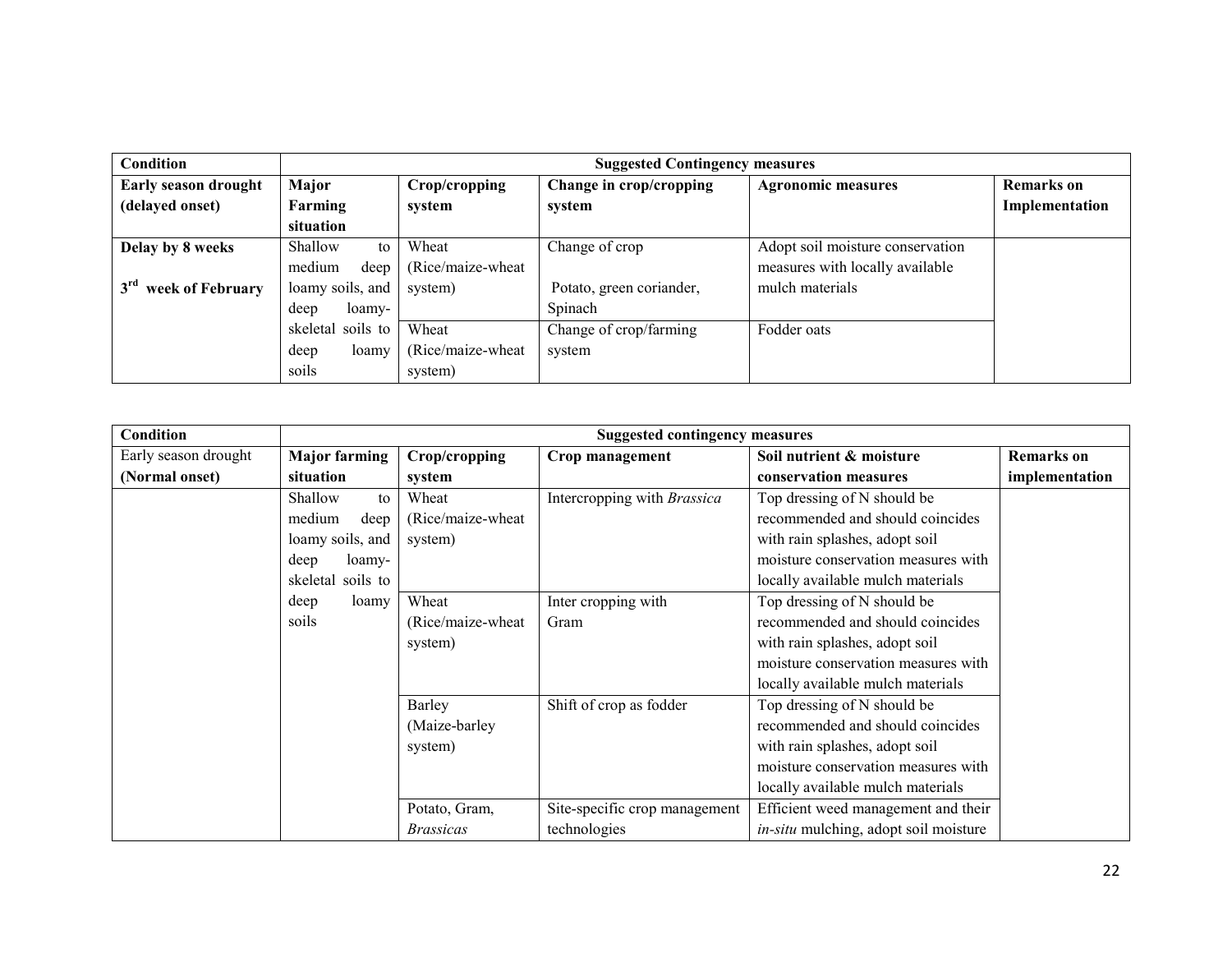| Condition | Suggested Contingency measures | | | | |
|---|---|---|---|---|---|
| **Early season drought (delayed onset)** | **Major Farming situation** | **Crop/cropping system** | **Change in crop/cropping system** | **Agronomic measures** | **Remarks on Implementation** |
| **Delay by 8 weeks**<br><br>**3rd week of February** | Shallow to medium deep loamy soils, and deep loamy-skeletal soils to deep loamy soils | Wheat (Rice/maize-wheat system) | Change of crop<br><br>Potato, green coriander, Spinach | Adopt soil moisture conservation measures with locally available mulch materials | |
| | | Wheat (Rice/maize-wheat system) | Change of crop/farming system | Fodder oats | |

| Condition | Suggested contingency measures | | | | |
|---|---|---|---|---|---|
| Early season drought **(Normal onset)** | **Major farming situation** | **Crop/cropping system** | **Crop management** | **Soil nutrient & moisture conservation measures** | **Remarks on implementation** |
| | Shallow to medium deep loamy soils, and deep loamy-skeletal soils to deep loamy soils | Wheat (Rice/maize-wheat system) | Intercropping with *Brassica* | Top dressing of N should be recommended and should coincides with rain splashes, adopt soil moisture conservation measures with locally available mulch materials | |
| | | Wheat (Rice/maize-wheat system) | Inter cropping with Gram | Top dressing of N should be recommended and should coincides with rain splashes, adopt soil moisture conservation measures with locally available mulch materials | |
| | | Barley (Maize-barley system) | Shift of crop as fodder | Top dressing of N should be recommended and should coincides with rain splashes, adopt soil moisture conservation measures with locally available mulch materials | |
| | | Potato, Gram, *Brassicas* | Site-specific crop management technologies | Efficient weed management and their *in-situ* mulching, adopt soil moisture | |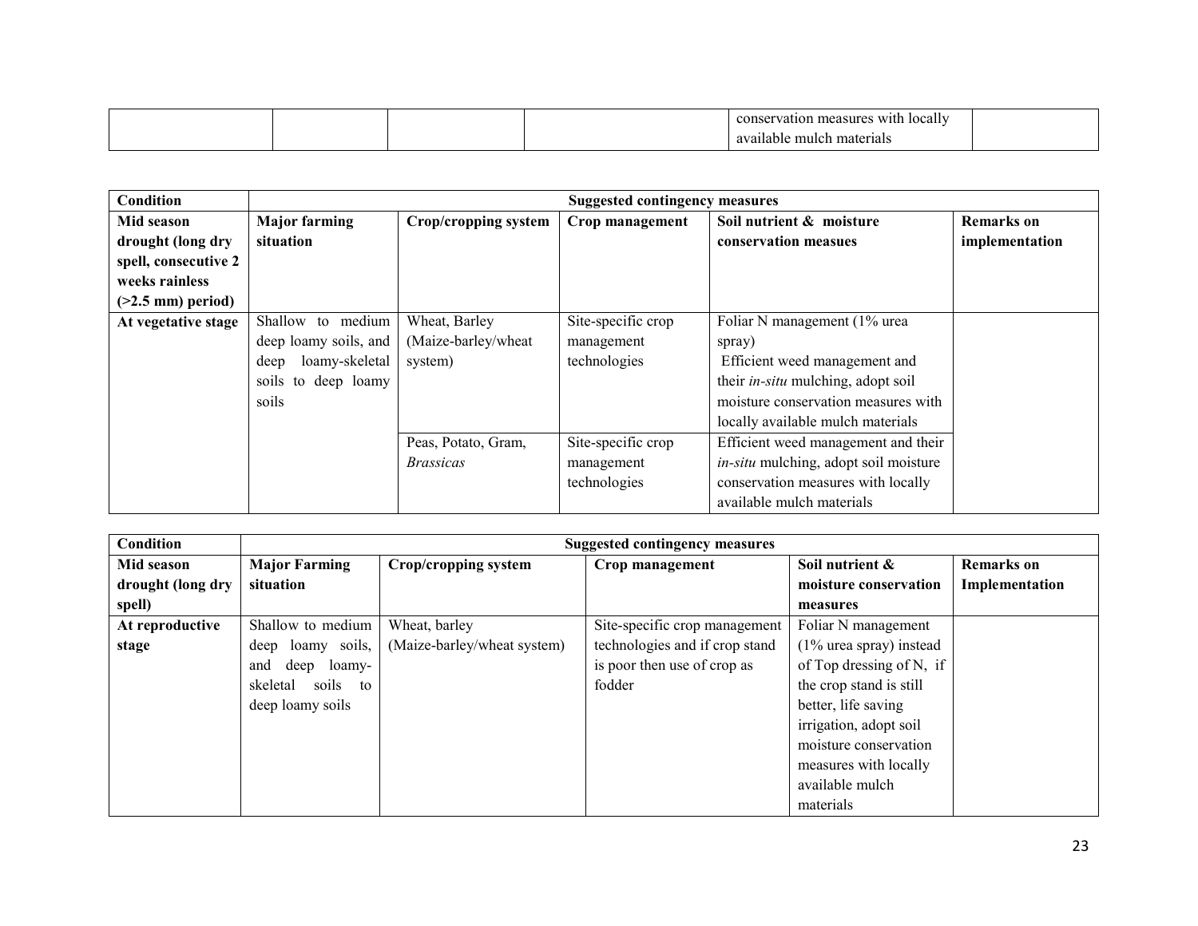| | | | | conservation measures with locally available mulch materials | |
|---|---|---|---|---|---|

| Condition | Suggested contingency measures | | | | |
|---|---|---|---|---|---|
| **Mid season drought (long dry spell, consecutive 2 weeks rainless (>2.5 mm) period)** | **Major farming situation** | **Crop/cropping system** | **Crop management** | **Soil nutrient & moisture conservation measues** | **Remarks on implementation** |
| **At vegetative stage** | Shallow to medium deep loamy soils, and deep loamy-skeletal soils to deep loamy soils | Wheat, Barley (Maize-barley/wheat system) | Site-specific crop management technologies | Foliar N management (1% urea spray) Efficient weed management and their *in-situ* mulching, adopt soil moisture conservation measures with locally available mulch materials | |
| | | Peas, Potato, Gram, *Brassicas* | Site-specific crop management technologies | Efficient weed management and their *in-situ* mulching, adopt soil moisture conservation measures with locally available mulch materials | |

| Condition | Suggested contingency measures | | | | |
|---|---|---|---|---|---|
| **Mid season drought (long dry spell)** | **Major Farming situation** | **Crop/cropping system** | **Crop management** | **Soil nutrient & moisture conservation measures** | **Remarks on Implementation** |
| **At reproductive stage** | Shallow to medium deep loamy soils, and deep loamy-skeletal soils to deep loamy soils | Wheat, barley (Maize-barley/wheat system) | Site-specific crop management technologies and if crop stand is poor then use of crop as fodder | Foliar N management (1% urea spray) instead of Top dressing of N, if the crop stand is still better, life saving irrigation, adopt soil moisture conservation measures with locally available mulch materials | |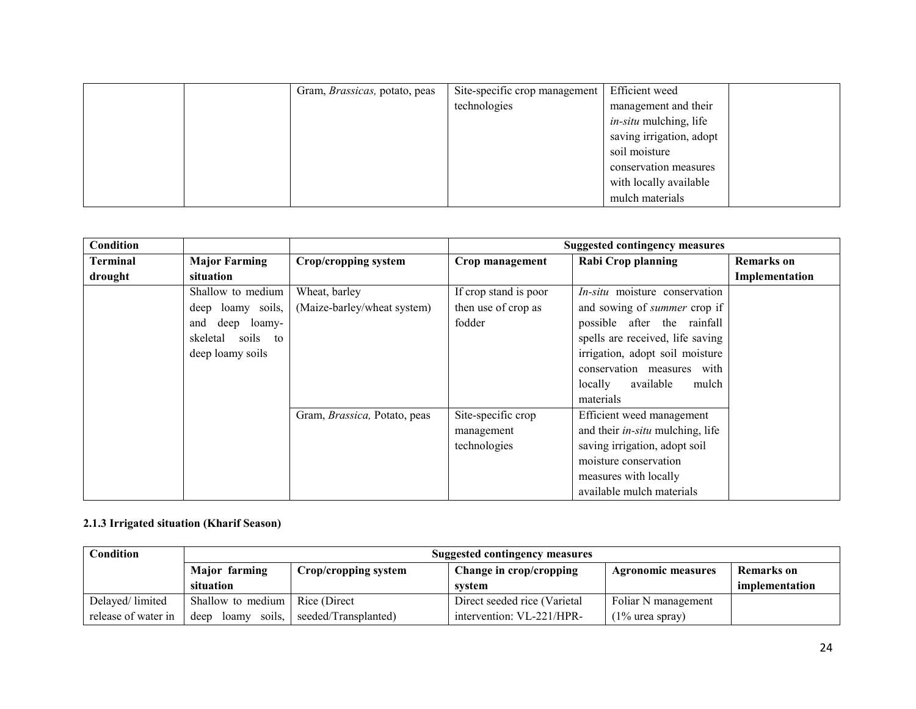| | | Gram, *Brassicas,* potato, peas | Site-specific crop management technologies | Efficient weed management and their *in-situ* mulching, life saving irrigation, adopt soil moisture conservation measures with locally available mulch materials | |
|---|---|---|---|---|---|

| Condition | | | Suggested contingency measures | | |
|---|---|---|---|---|---|
| **Terminal drought** | **Major Farming situation** | **Crop/cropping system** | **Crop management** | **Rabi Crop planning** | **Remarks on Implementation** |
| | Shallow to medium deep loamy soils, and deep loamy-skeletal soils to deep loamy soils | Wheat, barley (Maize-barley/wheat system) | If crop stand is poor then use of crop as fodder | *In-situ* moisture conservation and sowing of *summer* crop if possible after the rainfall spells are received, life saving irrigation, adopt soil moisture conservation measures with locally available mulch materials | |
| | | Gram, *Brassica,* Potato, peas | Site-specific crop management technologies | Efficient weed management and their *in-situ* mulching, life saving irrigation, adopt soil moisture conservation measures with locally available mulch materials | |

### 2.1.3 Irrigated situation (Kharif Season)

| Condition | Suggested contingency measures | | | | |
|---|---|---|---|---|---|
| | **Major farming situation** | **Crop/cropping system** | **Change in crop/cropping system** | **Agronomic measures** | **Remarks on implementation** |
| Delayed/ limited release of water in | Shallow to medium deep loamy soils, | Rice (Direct seeded/Transplanted) | Direct seeded rice (Varietal intervention: VL-221/HPR- | Foliar N management (1% urea spray) | |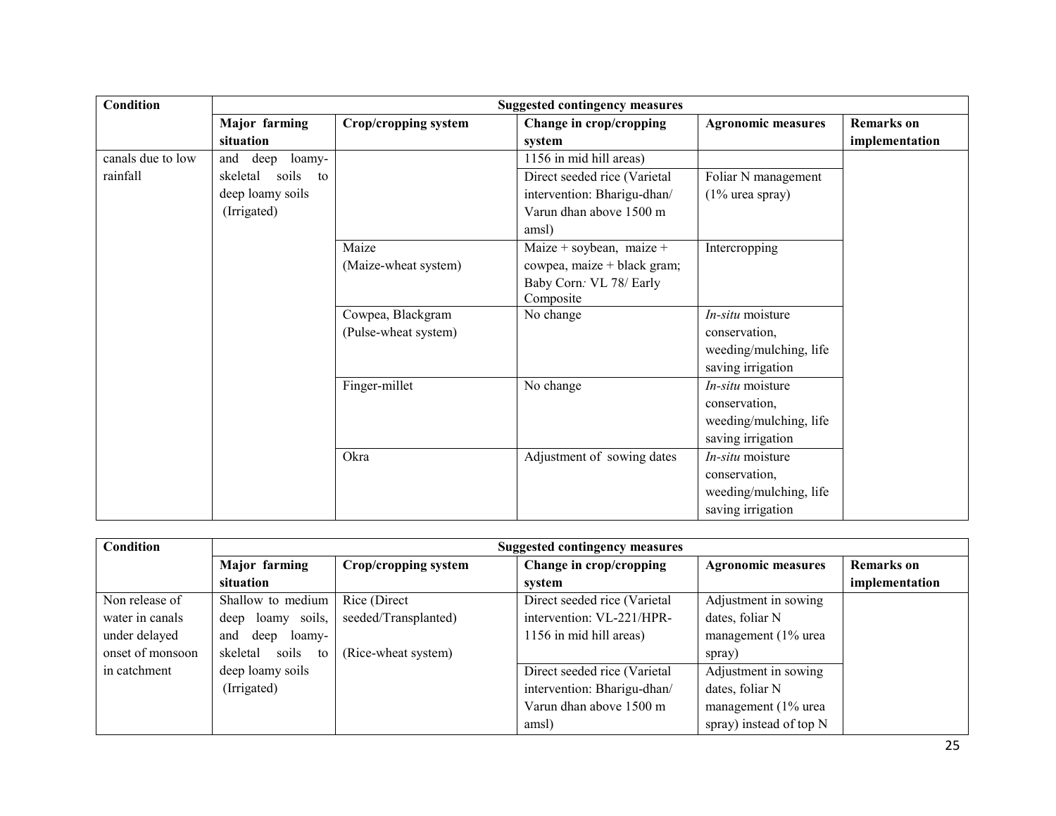| Condition | Suggested contingency measures | | | | |
|---|---|---|---|---|---|
| | Major farming situation | Crop/cropping system | Change in crop/cropping system | Agronomic measures | Remarks on implementation |
| canals due to low rainfall | and deep loamy-skeletal soils to deep loamy soils (Irrigated) | | 1156 in mid hill areas) | | |
| | | | Direct seeded rice (Varietal intervention: Bharigu-dhan/ Varun dhan above 1500 m amsl) | Foliar N management (1% urea spray) | |
| | | Maize (Maize-wheat system) | Maize + soybean, maize + cowpea, maize + black gram; Baby Corn: VL 78/ Early Composite | Intercropping | |
| | | Cowpea, Blackgram (Pulse-wheat system) | No change | *In-situ* moisture conservation, weeding/mulching, life saving irrigation | |
| | | Finger-millet | No change | *In-situ* moisture conservation, weeding/mulching, life saving irrigation | |
| | | Okra | Adjustment of sowing dates | *In-situ* moisture conservation, weeding/mulching, life saving irrigation | |

| Condition | Suggested contingency measures | | | | |
|---|---|---|---|---|---|
| | Major farming situation | Crop/cropping system | Change in crop/cropping system | Agronomic measures | Remarks on implementation |
| Non release of water in canals under delayed onset of monsoon in catchment | Shallow to medium deep loamy soils, and deep loamy-skeletal soils to deep loamy soils (Irrigated) | Rice (Direct seeded/Transplanted) (Rice-wheat system) | Direct seeded rice (Varietal intervention: VL-221/HPR-1156 in mid hill areas) | Adjustment in sowing dates, foliar N management (1% urea spray) | |
| | | | Direct seeded rice (Varietal intervention: Bharigu-dhan/ Varun dhan above 1500 m amsl) | Adjustment in sowing dates, foliar N management (1% urea spray) instead of top N | |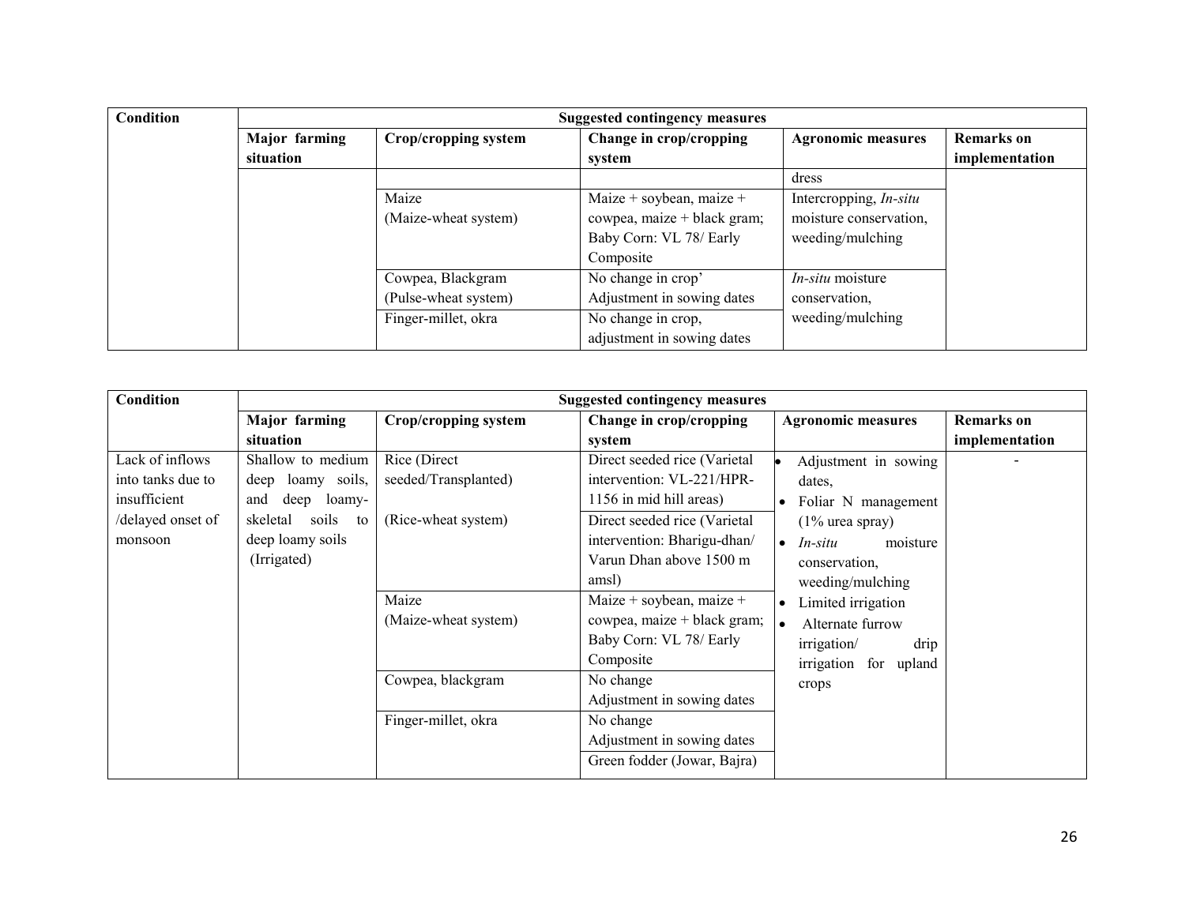| Condition | Suggested contingency measures | | | | |
|---|---|---|---|---|---|
| | Major farming situation | Crop/cropping system | Change in crop/cropping system | Agronomic measures | Remarks on implementation |
| | | | | dress | |
| | | Maize (Maize-wheat system) | Maize + soybean, maize + cowpea, maize + black gram; Baby Corn: VL 78/ Early Composite | Intercropping, *In-situ* moisture conservation, weeding/mulching | |
| | | Cowpea, Blackgram (Pulse-wheat system) | No change in crop' Adjustment in sowing dates | *In-situ* moisture conservation, weeding/mulching | |
| | | Finger-millet, okra | No change in crop, adjustment in sowing dates | | |

| Condition | Suggested contingency measures | | | | |
|---|---|---|---|---|---|
| | Major farming situation | Crop/cropping system | Change in crop/cropping system | Agronomic measures | Remarks on implementation |
| Lack of inflows into tanks due to insufficient /delayed onset of monsoon | Shallow to medium deep loamy soils, and deep loamy-skeletal soils to deep loamy soils (Irrigated) | Rice (Direct seeded/Transplanted) | Direct seeded rice (Varietal intervention: VL-221/HPR-1156 in mid hill areas) | • Adjustment in sowing dates,<br>• Foliar N management (1% urea spray)<br>• *In-situ* moisture conservation, weeding/mulching<br>• Limited irrigation<br>• Alternate furrow irrigation/ drip irrigation for upland crops | - |
| | | (Rice-wheat system) | Direct seeded rice (Varietal intervention: Bharigu-dhan/ Varun Dhan above 1500 m amsl) | | |
| | | Maize (Maize-wheat system) | Maize + soybean, maize + cowpea, maize + black gram; Baby Corn: VL 78/ Early Composite | | |
| | | Cowpea, blackgram | No change Adjustment in sowing dates | | |
| | | Finger-millet, okra | No change Adjustment in sowing dates | | |
| | | | Green fodder (Jowar, Bajra) | | |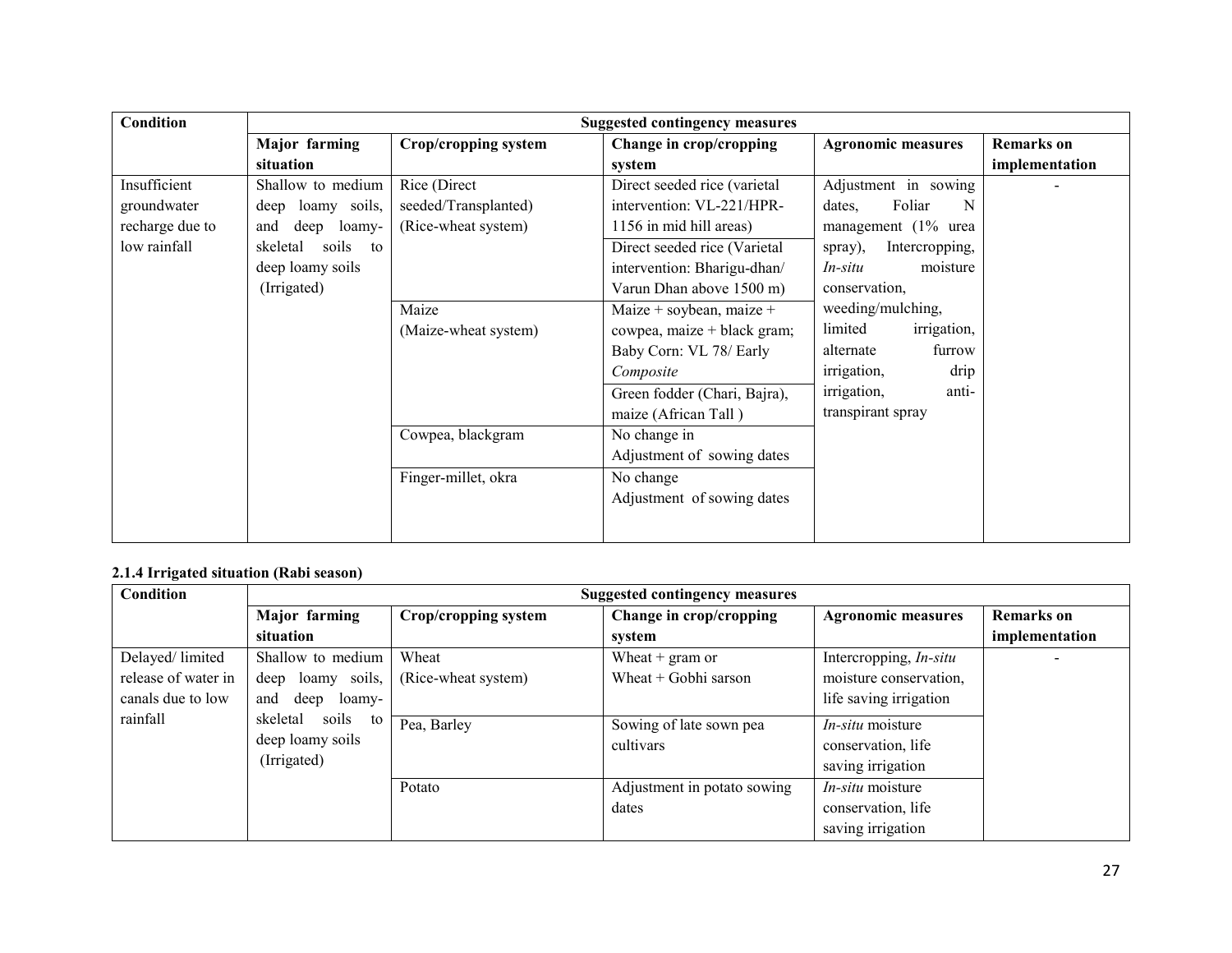| Condition | Suggested contingency measures | | | | |
|---|---|---|---|---|---|
| | Major farming situation | Crop/cropping system | Change in crop/cropping system | Agronomic measures | Remarks on implementation |
| Insufficient groundwater recharge due to low rainfall | Shallow to medium deep loamy soils, and deep loamy-skeletal soils to deep loamy soils (Irrigated) | Rice (Direct seeded/Transplanted) (Rice-wheat system) | Direct seeded rice (varietal intervention: VL-221/HPR-1156 in mid hill areas) | Adjustment in sowing dates, Foliar N management (1% urea spray), Intercropping, *In-situ* moisture conservation, weeding/mulching, limited irrigation, alternate furrow irrigation, drip irrigation, anti-transpirant spray | - |
| | | | Direct seeded rice (Varietal intervention: Bharigu-dhan/ Varun Dhan above 1500 m) | | |
| | | Maize (Maize-wheat system) | Maize + soybean, maize + cowpea, maize + black gram; Baby Corn: VL 78/ Early *Composite* | | |
| | | | Green fodder (Chari, Bajra), maize (African Tall ) | | |
| | | Cowpea, blackgram | No change in Adjustment of sowing dates | | |
| | | Finger-millet, okra | No change Adjustment of sowing dates | | |

**2.1.4 Irrigated situation (Rabi season)**

| Condition | Suggested contingency measures | | | | |
|---|---|---|---|---|---|
| | Major farming situation | Crop/cropping system | Change in crop/cropping system | Agronomic measures | Remarks on implementation |
| Delayed/ limited release of water in canals due to low rainfall | Shallow to medium deep loamy soils, and deep loamy-skeletal soils to deep loamy soils (Irrigated) | Wheat (Rice-wheat system) | Wheat + gram or Wheat + Gobhi sarson | Intercropping, *In-situ* moisture conservation, life saving irrigation | - |
| | | Pea, Barley | Sowing of late sown pea cultivars | *In-situ* moisture conservation, life saving irrigation | |
| | | Potato | Adjustment in potato sowing dates | *In-situ* moisture conservation, life saving irrigation | |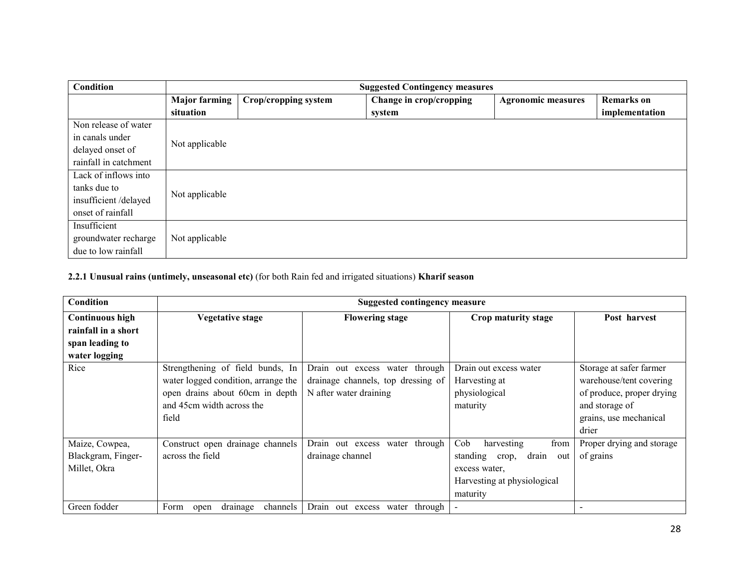| Condition | Suggested Contingency measures | | | | |
|---|---|---|---|---|---|
| | **Major farming situation** | **Crop/cropping system** | **Change in crop/cropping system** | **Agronomic measures** | **Remarks on implementation** |
| Non release of water in canals under delayed onset of rainfall in catchment | Not applicable | | | | |
| Lack of inflows into tanks due to insufficient /delayed onset of rainfall | Not applicable | | | | |
| Insufficient groundwater recharge due to low rainfall | Not applicable | | | | |

**2.2.1 Unusual rains (untimely, unseasonal etc)** (for both Rain fed and irrigated situations) **Kharif season**

| Condition | Suggested contingency measure | | | |
|---|---|---|---|---|
| **Continuous high rainfall in a short span leading to water logging** | **Vegetative stage** | **Flowering stage** | **Crop maturity stage** | **Post harvest** |
| Rice | Strengthening of field bunds, In water logged condition, arrange the open drains about 60cm in depth and 45cm width across the field | Drain out excess water through drainage channels, top dressing of N after water draining | Drain out excess water Harvesting at physiological maturity | Storage at safer farmer warehouse/tent covering of produce, proper drying and storage of grains, use mechanical drier |
| Maize, Cowpea, Blackgram, Finger-Millet, Okra | Construct open drainage channels across the field | Drain out excess water through drainage channel | Cob harvesting from standing crop, drain out excess water, Harvesting at physiological maturity | Proper drying and storage of grains |
| Green fodder | Form open drainage channels | Drain out excess water through | - | - |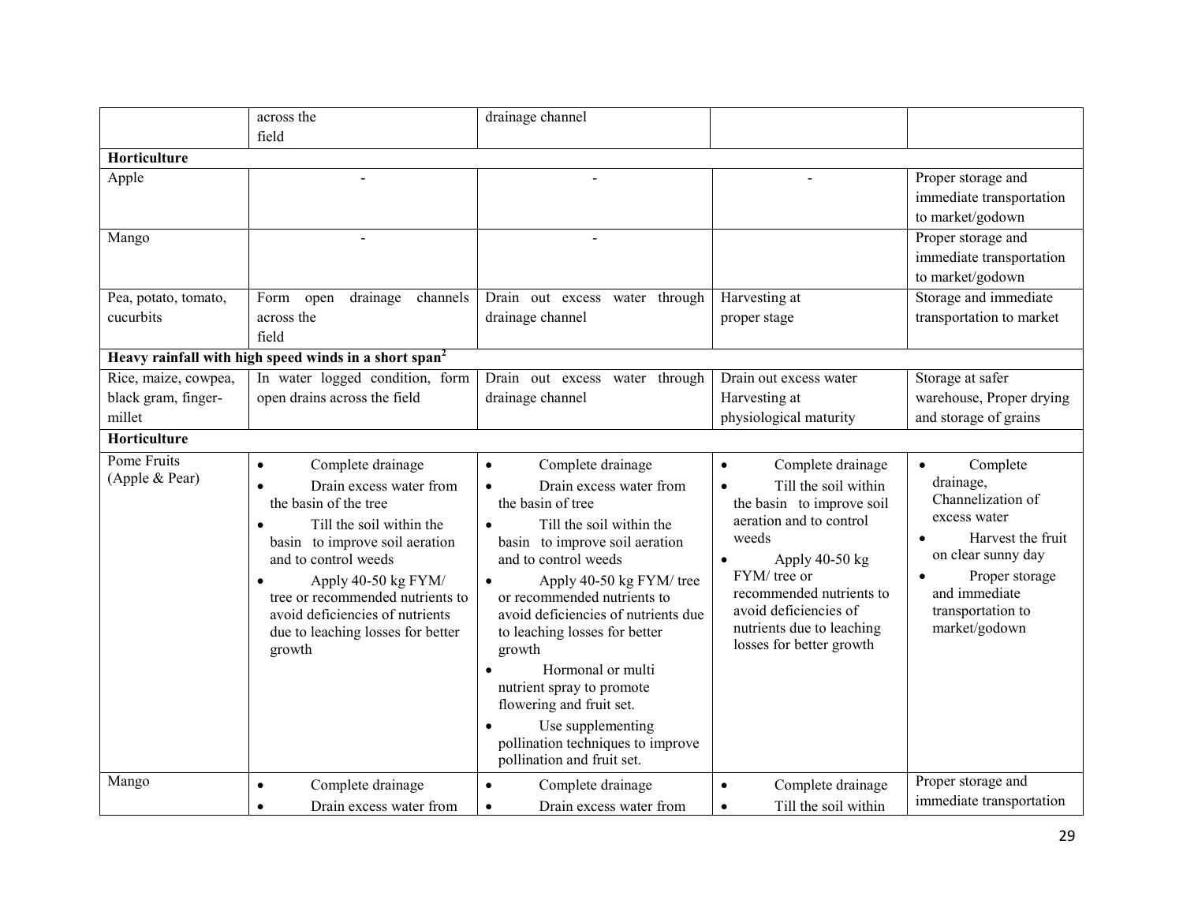| | | | | |
|---|---|---|---|---|
| | across the field | drainage channel | | |
| **Horticulture** | | | | |
| Apple | - | - | - | Proper storage and immediate transportation to market/godown |
| Mango | - | - | | Proper storage and immediate transportation to market/godown |
| Pea, potato, tomato, cucurbits | Form open drainage channels across the field | Drain out excess water through drainage channel | Harvesting at proper stage | Storage and immediate transportation to market |
| **Heavy rainfall with high speed winds in a short span**[2] | | | | |
| Rice, maize, cowpea, black gram, finger-millet | In water logged condition, form open drains across the field | Drain out excess water through drainage channel | Drain out excess water Harvesting at physiological maturity | Storage at safer warehouse, Proper drying and storage of grains |
| **Horticulture** | | | | |
| Pome Fruits (Apple & Pear) | • Complete drainage<br>• Drain excess water from the basin of the tree<br>• Till the soil within the basin to improve soil aeration and to control weeds<br>• Apply 40-50 kg FYM/ tree or recommended nutrients to avoid deficiencies of nutrients due to leaching losses for better growth | • Complete drainage<br>• Drain excess water from the basin of tree<br>• Till the soil within the basin to improve soil aeration and to control weeds<br>• Apply 40-50 kg FYM/ tree or recommended nutrients to avoid deficiencies of nutrients due to leaching losses for better growth<br>• Hormonal or multi nutrient spray to promote flowering and fruit set.<br>• Use supplementing pollination techniques to improve pollination and fruit set. | • Complete drainage<br>• Till the soil within the basin to improve soil aeration and to control weeds<br>• Apply 40-50 kg FYM/ tree or recommended nutrients to avoid deficiencies of nutrients due to leaching losses for better growth | • Complete drainage, Channelization of excess water<br>• Harvest the fruit on clear sunny day<br>• Proper storage and immediate transportation to market/godown |
| Mango | • Complete drainage<br>• Drain excess water from | • Complete drainage<br>• Drain excess water from | • Complete drainage<br>• Till the soil within | Proper storage and immediate transportation |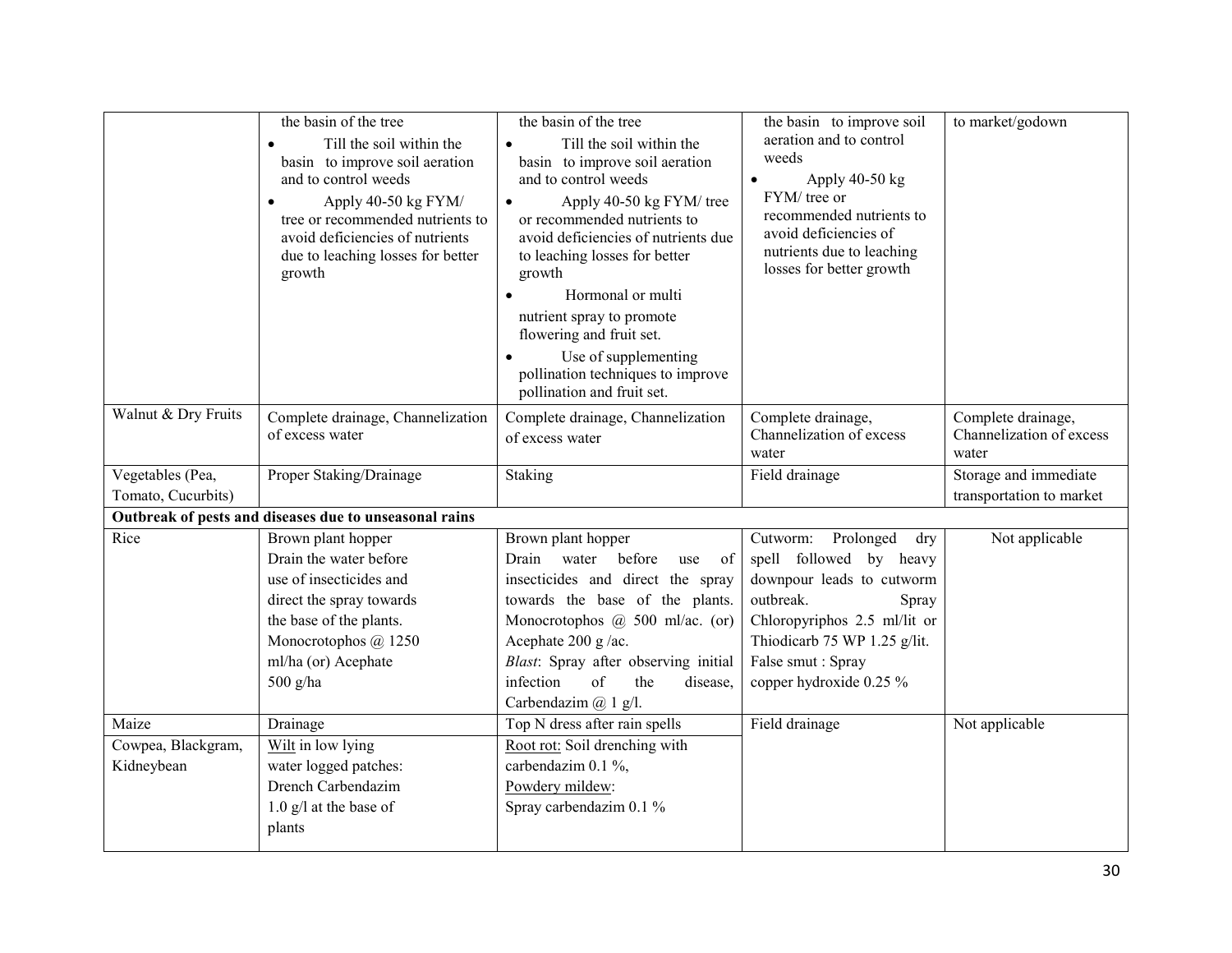| | | | | |
|---|---|---|---|---|
| | the basin of the tree<br>• Till the soil within the basin to improve soil aeration and to control weeds<br>• Apply 40-50 kg FYM/ tree or recommended nutrients to avoid deficiencies of nutrients due to leaching losses for better growth | the basin of the tree<br>• Till the soil within the basin to improve soil aeration and to control weeds<br>• Apply 40-50 kg FYM/ tree or recommended nutrients to avoid deficiencies of nutrients due to leaching losses for better growth<br>• Hormonal or multi nutrient spray to promote flowering and fruit set.<br>• Use of supplementing pollination techniques to improve pollination and fruit set. | the basin to improve soil aeration and to control weeds<br>• Apply 40-50 kg FYM/ tree or recommended nutrients to avoid deficiencies of nutrients due to leaching losses for better growth | to market/godown |
| Walnut & Dry Fruits | Complete drainage, Channelization of excess water | Complete drainage, Channelization of excess water | Complete drainage, Channelization of excess water | Complete drainage, Channelization of excess water |
| Vegetables (Pea, Tomato, Cucurbits) | Proper Staking/Drainage | Staking | Field drainage | Storage and immediate transportation to market |
| **Outbreak of pests and diseases due to unseasonal rains** | | | | |
| Rice | Brown plant hopper<br>Drain the water before use of insecticides and direct the spray towards the base of the plants.<br>Monocrotophos @ 1250 ml/ha (or) Acephate 500 g/ha | Brown plant hopper<br>Drain water before use of insecticides and direct the spray towards the base of the plants. Monocrotophos @ 500 ml/ac. (or) Acephate 200 g /ac.<br>*Blast*: Spray after observing initial infection of the disease, Carbendazim @ 1 g/l. | Cutworm: Prolonged dry spell followed by heavy downpour leads to cutworm outbreak. Spray Chloropyriphos 2.5 ml/lit or Thiodicarb 75 WP 1.25 g/lit.<br>False smut : Spray copper hydroxide 0.25 % | Not applicable |
| Maize | Drainage | Top N dress after rain spells | Field drainage | Not applicable |
| Cowpea, Blackgram, Kidneybean | Wilt in low lying water logged patches: Drench Carbendazim 1.0 g/l at the base of plants | Root rot: Soil drenching with carbendazim 0.1 %,<br>Powdery mildew:<br>Spray carbendazim 0.1 % | | |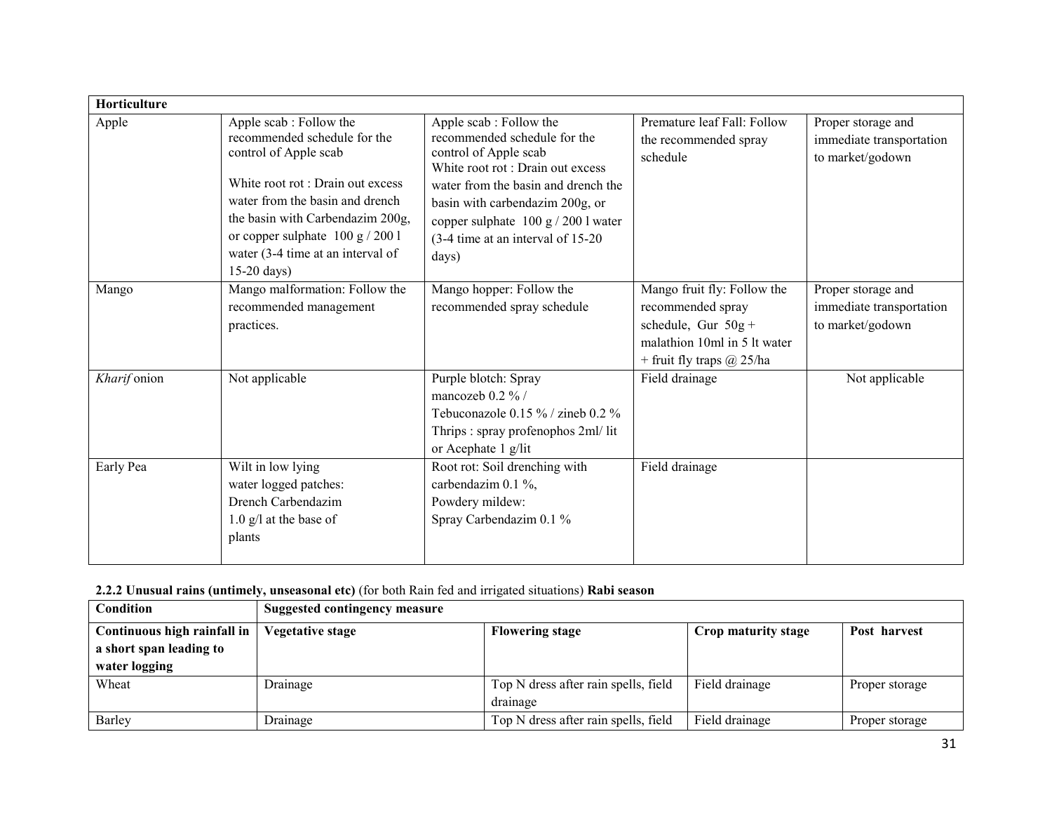| Horticulture | | | | |
|---|---|---|---|---|
| Apple | Apple scab : Follow the recommended schedule for the control of Apple scab<br><br>White root rot : Drain out excess water from the basin and drench the basin with Carbendazim 200g, or copper sulphate 100 g / 200 l water (3-4 time at an interval of 15-20 days) | Apple scab : Follow the recommended schedule for the control of Apple scab<br>White root rot : Drain out excess water from the basin and drench the basin with carbendazim 200g, or copper sulphate 100 g / 200 l water (3-4 time at an interval of 15-20 days) | Premature leaf Fall: Follow the recommended spray schedule | Proper storage and immediate transportation to market/godown |
| Mango | Mango malformation: Follow the recommended management practices. | Mango hopper: Follow the recommended spray schedule | Mango fruit fly: Follow the recommended spray schedule, Gur 50g + malathion 10ml in 5 lt water + fruit fly traps @ 25/ha | Proper storage and immediate transportation to market/godown |
| *Kharif* onion | Not applicable | Purple blotch: Spray mancozeb 0.2 % / Tebuconazole 0.15 % / zineb 0.2 %<br>Thrips : spray profenophos 2ml/ lit or Acephate 1 g/lit | Field drainage | Not applicable |
| Early Pea | Wilt in low lying water logged patches: Drench Carbendazim 1.0 g/l at the base of plants | Root rot: Soil drenching with carbendazim 0.1 %,<br>Powdery mildew: Spray Carbendazim 0.1 % | Field drainage | |

**2.2.2 Unusual rains (untimely, unseasonal etc)** (for both Rain fed and irrigated situations) **Rabi season**

| Condition | Suggested contingency measure | | | |
|---|---|---|---|---|
| **Continuous high rainfall in a short span leading to water logging** | **Vegetative stage** | **Flowering stage** | **Crop maturity stage** | **Post harvest** |
| Wheat | Drainage | Top N dress after rain spells, field drainage | Field drainage | Proper storage |
| Barley | Drainage | Top N dress after rain spells, field | Field drainage | Proper storage |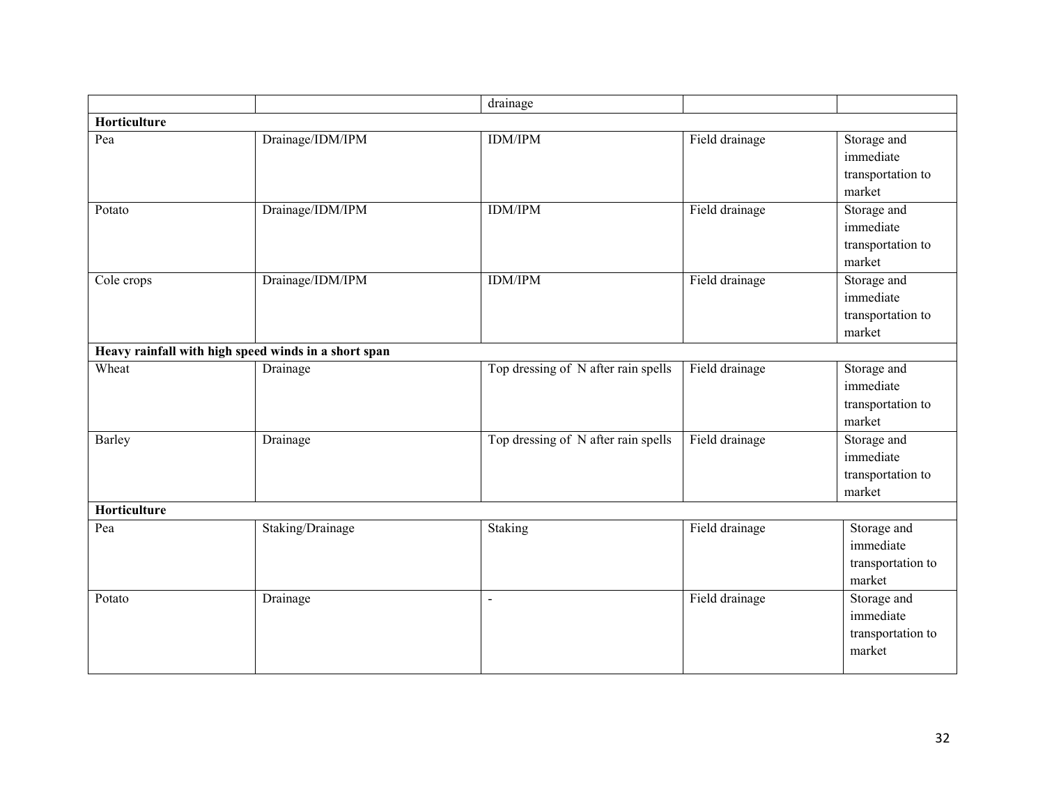| | | drainage | | |
|---|---|---|---|---|
| **Horticulture** | | | | |
| Pea | Drainage/IDM/IPM | IDM/IPM | Field drainage | Storage and immediate transportation to market |
| Potato | Drainage/IDM/IPM | IDM/IPM | Field drainage | Storage and immediate transportation to market |
| Cole crops | Drainage/IDM/IPM | IDM/IPM | Field drainage | Storage and immediate transportation to market |
| **Heavy rainfall with high speed winds in a short span** | | | | |
| Wheat | Drainage | Top dressing of N after rain spells | Field drainage | Storage and immediate transportation to market |
| Barley | Drainage | Top dressing of N after rain spells | Field drainage | Storage and immediate transportation to market |
| **Horticulture** | | | | |
| Pea | Staking/Drainage | Staking | Field drainage | Storage and immediate transportation to market |
| Potato | Drainage | - | Field drainage | Storage and immediate transportation to market |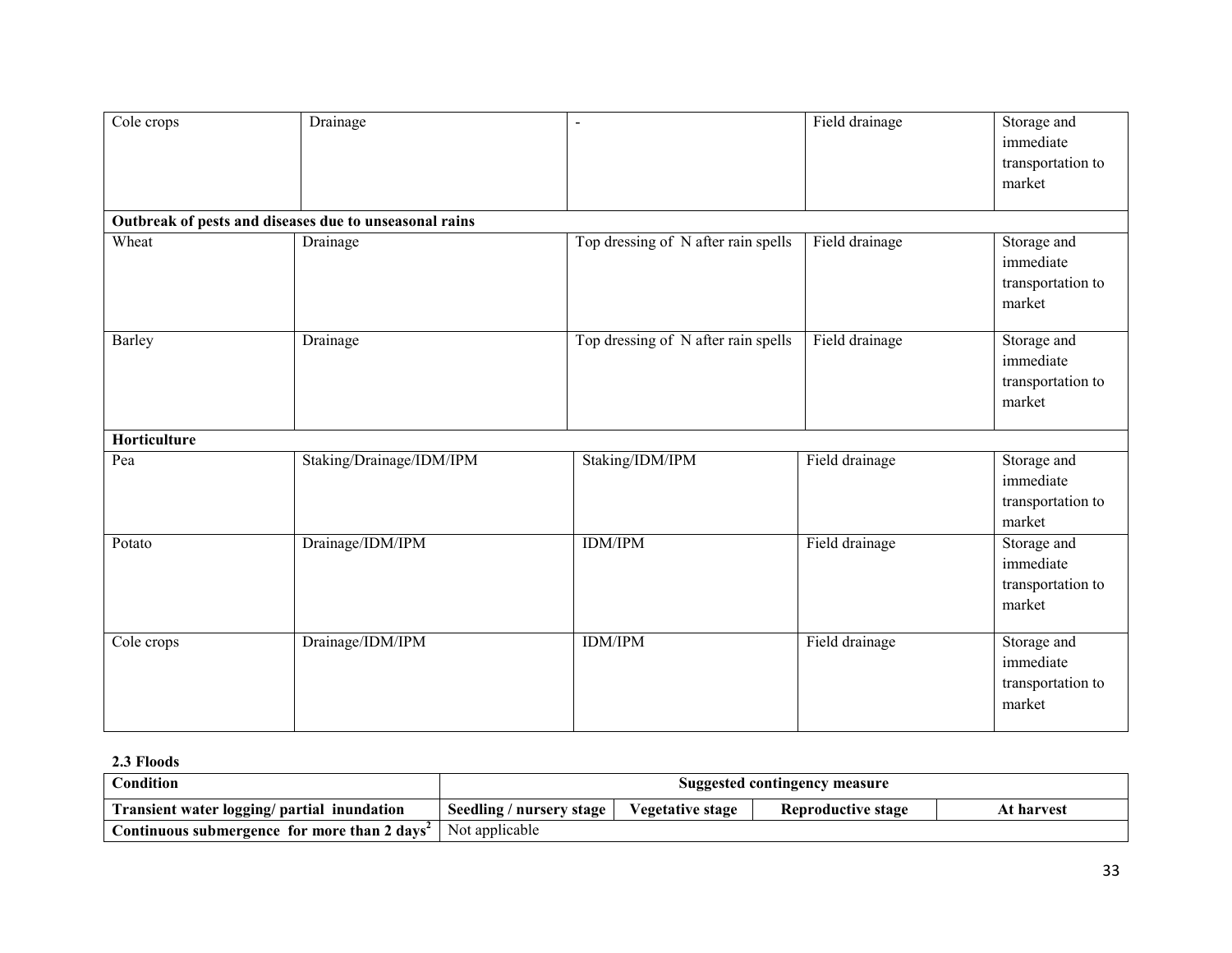| | | | | |
|---|---|---|---|---|
| Cole crops | Drainage | - | Field drainage | Storage and immediate transportation to market |
| **Outbreak of pests and diseases due to unseasonal rains** | | | | |
| Wheat | Drainage | Top dressing of N after rain spells | Field drainage | Storage and immediate transportation to market |
| Barley | Drainage | Top dressing of N after rain spells | Field drainage | Storage and immediate transportation to market |
| **Horticulture** | | | | |
| Pea | Staking/Drainage/IDM/IPM | Staking/IDM/IPM | Field drainage | Storage and immediate transportation to market |
| Potato | Drainage/IDM/IPM | IDM/IPM | Field drainage | Storage and immediate transportation to market |
| Cole crops | Drainage/IDM/IPM | IDM/IPM | Field drainage | Storage and immediate transportation to market |

**2.3 Floods**

| Condition | Suggested contingency measure | | | |
|---|---|---|---|---|
| **Transient water logging/ partial inundation** | **Seedling / nursery stage** | **Vegetative stage** | **Reproductive stage** | **At harvest** |
| **Continuous submergence for more than 2 days[2]** | Not applicable | | | |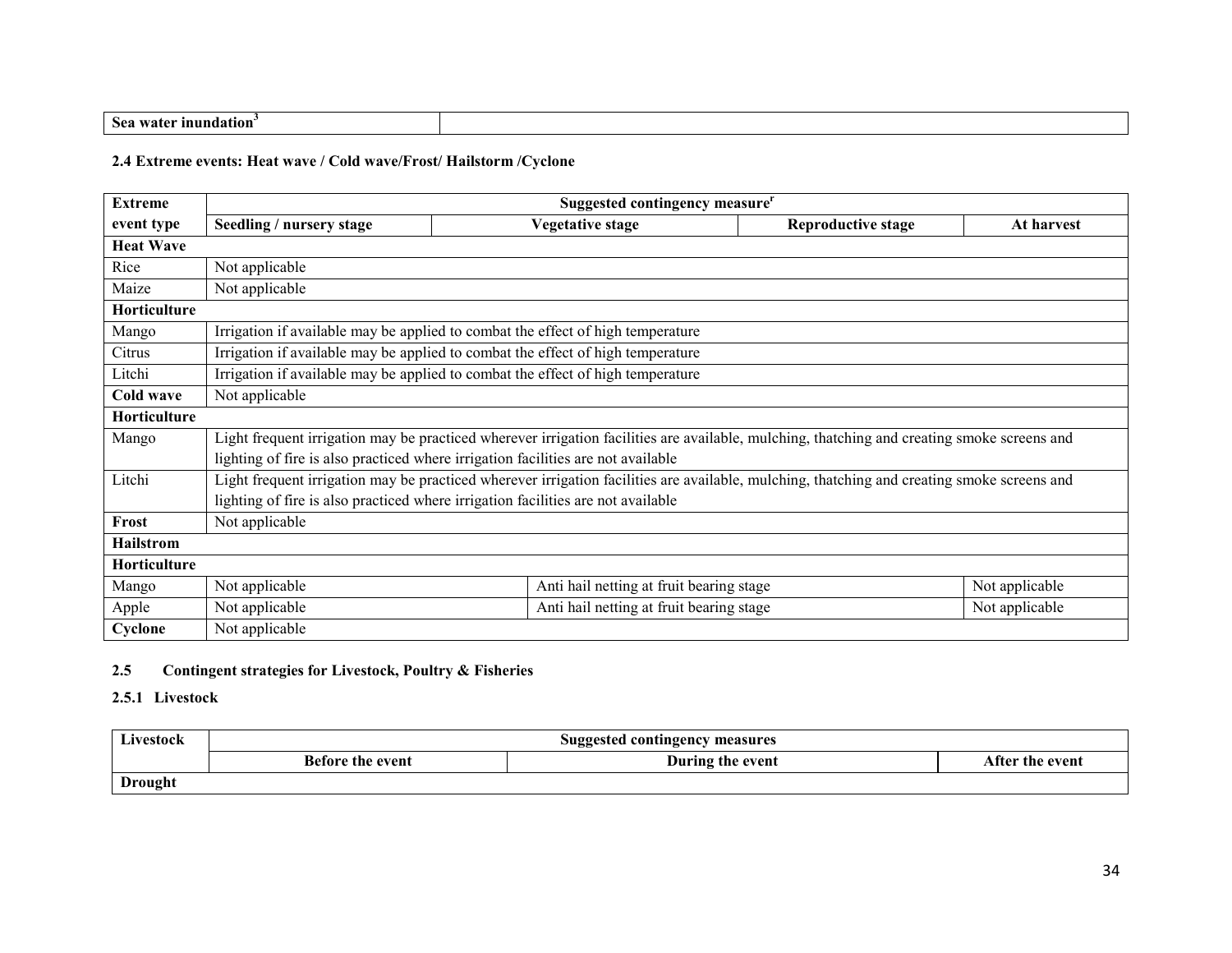| Sea water inundation[3] | |
|---|---|

**2.4 Extreme events: Heat wave / Cold wave/Frost/ Hailstorm /Cyclone**

| Extreme event type | Suggested contingency measure[r] | | | |
|---|---|---|---|---|
| | Seedling / nursery stage | Vegetative stage | Reproductive stage | At harvest |
| **Heat Wave** | | | | |
| Rice | Not applicable | | | |
| Maize | Not applicable | | | |
| **Horticulture** | | | | |
| Mango | Irrigation if available may be applied to combat the effect of high temperature | | | |
| Citrus | Irrigation if available may be applied to combat the effect of high temperature | | | |
| Litchi | Irrigation if available may be applied to combat the effect of high temperature | | | |
| **Cold wave** | Not applicable | | | |
| **Horticulture** | | | | |
| Mango | Light frequent irrigation may be practiced wherever irrigation facilities are available, mulching, thatching and creating smoke screens and lighting of fire is also practiced where irrigation facilities are not available | | | |
| Litchi | Light frequent irrigation may be practiced wherever irrigation facilities are available, mulching, thatching and creating smoke screens and lighting of fire is also practiced where irrigation facilities are not available | | | |
| **Frost** | Not applicable | | | |
| **Hailstrom** | | | | |
| **Horticulture** | | | | |
| Mango | Not applicable | Anti hail netting at fruit bearing stage | | Not applicable |
| Apple | Not applicable | Anti hail netting at fruit bearing stage | | Not applicable |
| **Cyclone** | Not applicable | | | |

**2.5 Contingent strategies for Livestock, Poultry & Fisheries**

**2.5.1 Livestock**

| Livestock | Suggested contingency measures | | |
|---|---|---|---|
| | Before the event | During the event | After the event |
| **Drought** | | | |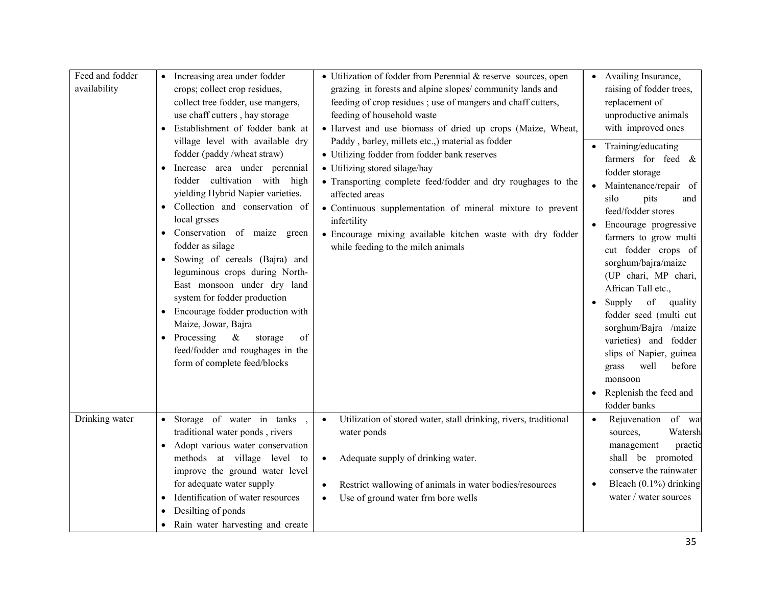| Feed and fodder availability | • Increasing area under fodder crops; collect crop residues, collect tree fodder, use mangers, use chaff cutters , hay storage<br>• Establishment of fodder bank at village level with available dry fodder (paddy /wheat straw)<br>• Increase area under perennial fodder cultivation with high yielding Hybrid Napier varieties.<br>• Collection and conservation of local grsses<br>• Conservation of maize green fodder as silage<br>• Sowing of cereals (Bajra) and leguminous crops during North-East monsoon under dry land system for fodder production<br>• Encourage fodder production with Maize, Jowar, Bajra<br>• Processing & storage of feed/fodder and roughages in the form of complete feed/blocks | • Utilization of fodder from Perennial & reserve sources, open grazing in forests and alpine slopes/ community lands and feeding of crop residues ; use of mangers and chaff cutters, feeding of household waste<br>• Harvest and use biomass of dried up crops (Maize, Wheat, Paddy , barley, millets etc.,) material as fodder<br>• Utilizing fodder from fodder bank reserves<br>• Utilizing stored silage/hay<br>• Transporting complete feed/fodder and dry roughages to the affected areas<br>• Continuous supplementation of mineral mixture to prevent infertility<br>• Encourage mixing available kitchen waste with dry fodder while feeding to the milch animals | • Availing Insurance, raising of fodder trees, replacement of unproductive animals with improved ones<br>• Training/educating farmers for feed & fodder storage<br>• Maintenance/repair of silo pits and feed/fodder stores<br>• Encourage progressive farmers to grow multi cut fodder crops of sorghum/bajra/maize (UP chari, MP chari, African Tall etc.,<br>• Supply of quality fodder seed (multi cut sorghum/Bajra /maize varieties) and fodder slips of Napier, guinea grass well before monsoon<br>• Replenish the feed and fodder banks |
|---|---|---|---|
| Drinking water | • Storage of water in tanks , traditional water ponds , rivers<br>• Adopt various water conservation methods at village level to improve the ground water level for adequate water supply<br>• Identification of water resources<br>• Desilting of ponds<br>• Rain water harvesting and create | • Utilization of stored water, stall drinking, rivers, traditional water ponds<br>• Adequate supply of drinking water.<br>• Restrict wallowing of animals in water bodies/resources<br>• Use of ground water frm bore wells | • Rejuvenation of wat sources, Watersh management practic shall be promoted conserve the rainwater<br>• Bleach (0.1%) drinking water / water sources |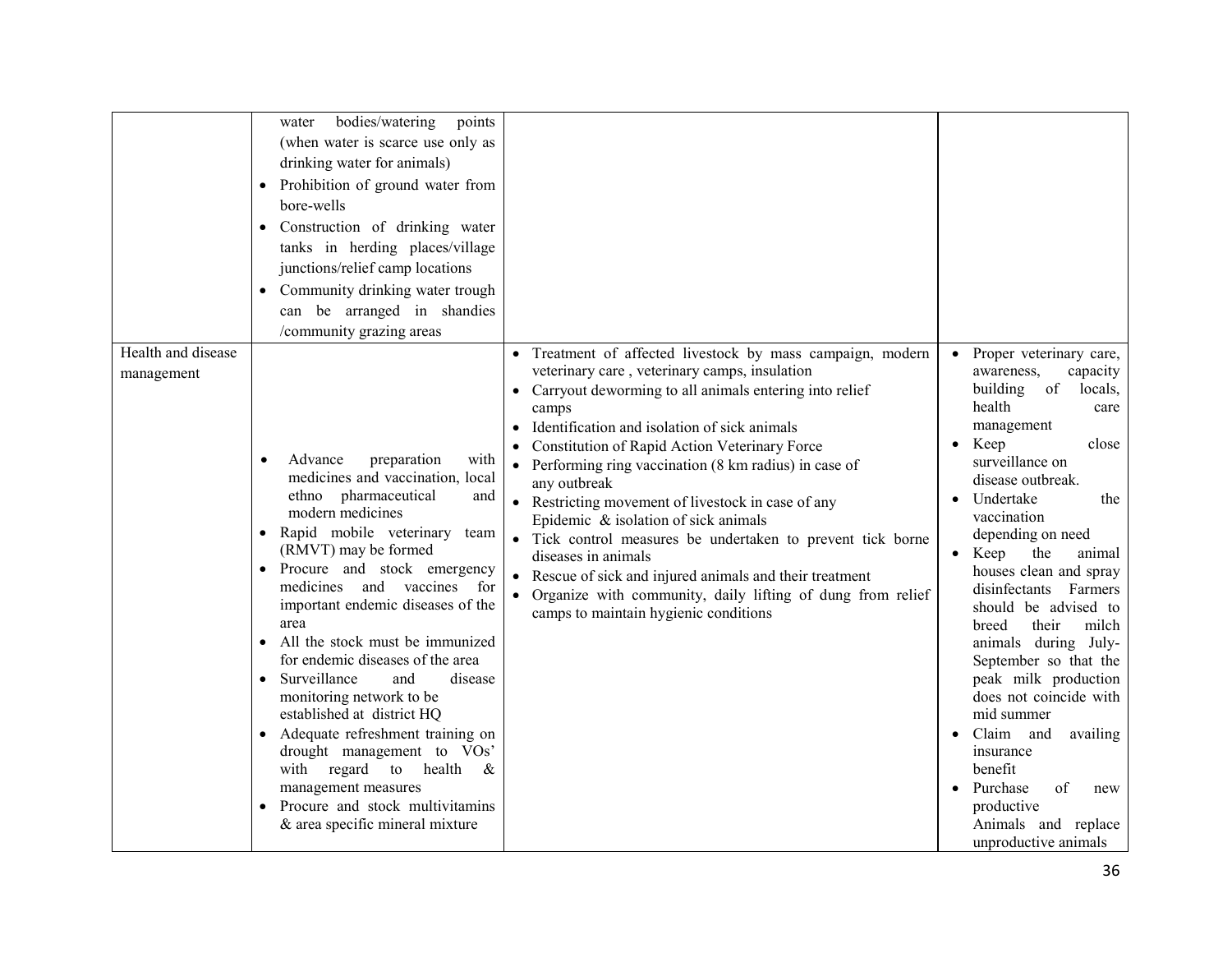| | | | |
|---|---|---|---|
| | water bodies/watering points (when water is scarce use only as drinking water for animals)<br>• Prohibition of ground water from bore-wells<br>• Construction of drinking water tanks in herding places/village junctions/relief camp locations<br>• Community drinking water trough can be arranged in shandies /community grazing areas | | |
| Health and disease management | • Advance preparation with medicines and vaccination, local ethno pharmaceutical and modern medicines<br>• Rapid mobile veterinary team (RMVT) may be formed<br>• Procure and stock emergency medicines and vaccines for important endemic diseases of the area<br>• All the stock must be immunized for endemic diseases of the area<br>• Surveillance and disease monitoring network to be established at district HQ<br>• Adequate refreshment training on drought management to VOs' with regard to health & management measures<br>• Procure and stock multivitamins & area specific mineral mixture | • Treatment of affected livestock by mass campaign, modern veterinary care , veterinary camps, insulation<br>• Carryout deworming to all animals entering into relief camps<br>• Identification and isolation of sick animals<br>• Constitution of Rapid Action Veterinary Force<br>• Performing ring vaccination (8 km radius) in case of any outbreak<br>• Restricting movement of livestock in case of any Epidemic & isolation of sick animals<br>• Tick control measures be undertaken to prevent tick borne diseases in animals<br>• Rescue of sick and injured animals and their treatment<br>• Organize with community, daily lifting of dung from relief camps to maintain hygienic conditions | • Proper veterinary care, awareness, capacity building of locals, health care management<br>• Keep close surveillance on disease outbreak.<br>• Undertake the vaccination depending on need<br>• Keep the animal houses clean and spray disinfectants Farmers should be advised to breed their milch animals during July-September so that the peak milk production does not coincide with mid summer<br>• Claim and availing insurance benefit<br>• Purchase of new productive Animals and replace unproductive animals |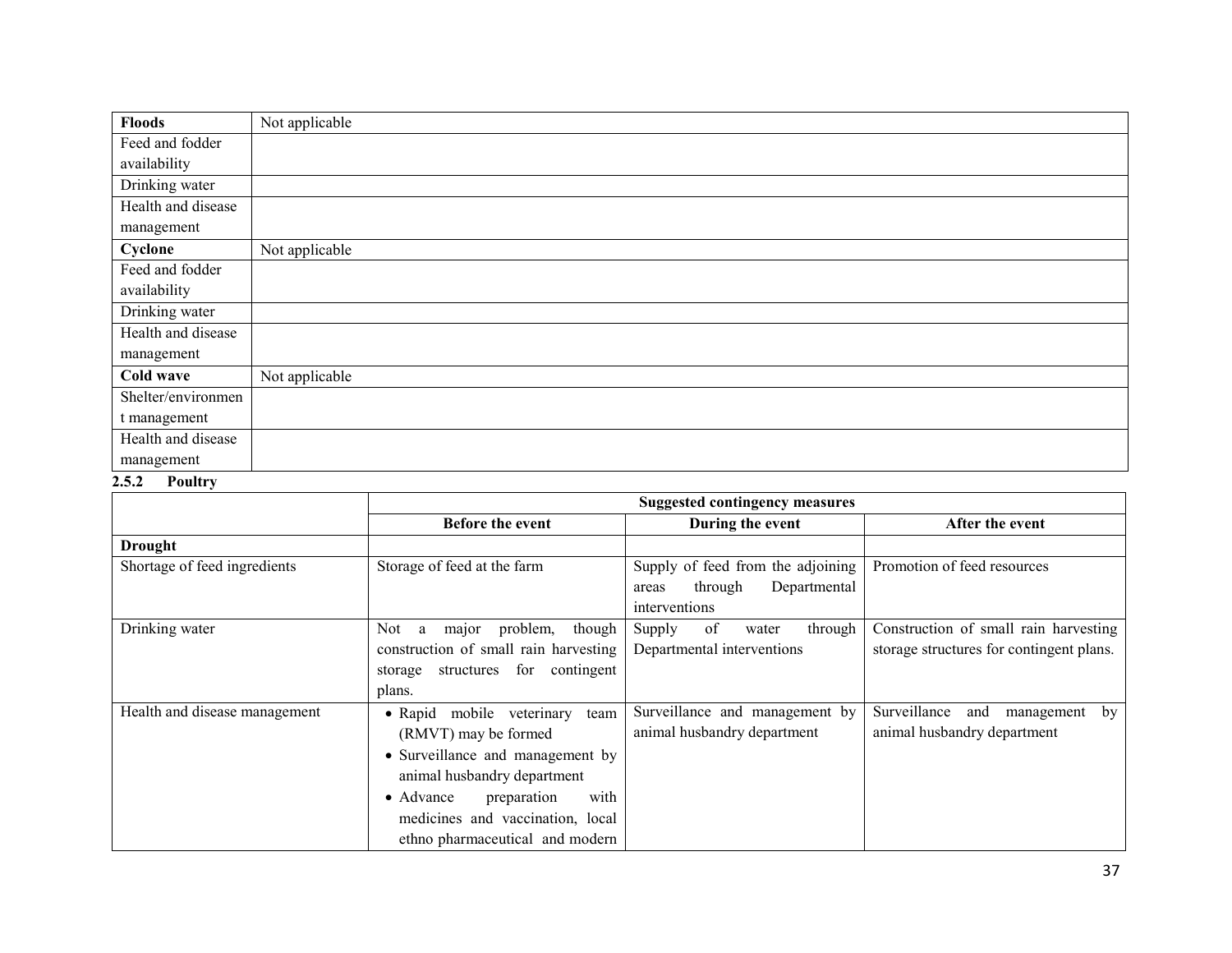| Floods | Not applicable |
|---|---|
| Feed and fodder availability | |
| Drinking water | |
| Health and disease management | |
| **Cyclone** | Not applicable |
| Feed and fodder availability | |
| Drinking water | |
| Health and disease management | |
| **Cold wave** | Not applicable |
| Shelter/environment management | |
| Health and disease management | |

**2.5.2 Poultry**

| | Suggested contingency measures | | |
|---|---|---|---|
| | **Before the event** | **During the event** | **After the event** |
| **Drought** | | | |
| Shortage of feed ingredients | Storage of feed at the farm | Supply of feed from the adjoining areas through Departmental interventions | Promotion of feed resources |
| Drinking water | Not a major problem, though construction of small rain harvesting storage structures for contingent plans. | Supply of water through Departmental interventions | Construction of small rain harvesting storage structures for contingent plans. |
| Health and disease management | • Rapid mobile veterinary team (RMVT) may be formed<br>• Surveillance and management by animal husbandry department<br>• Advance preparation with medicines and vaccination, local ethno pharmaceutical and modern | Surveillance and management by animal husbandry department | Surveillance and management by animal husbandry department |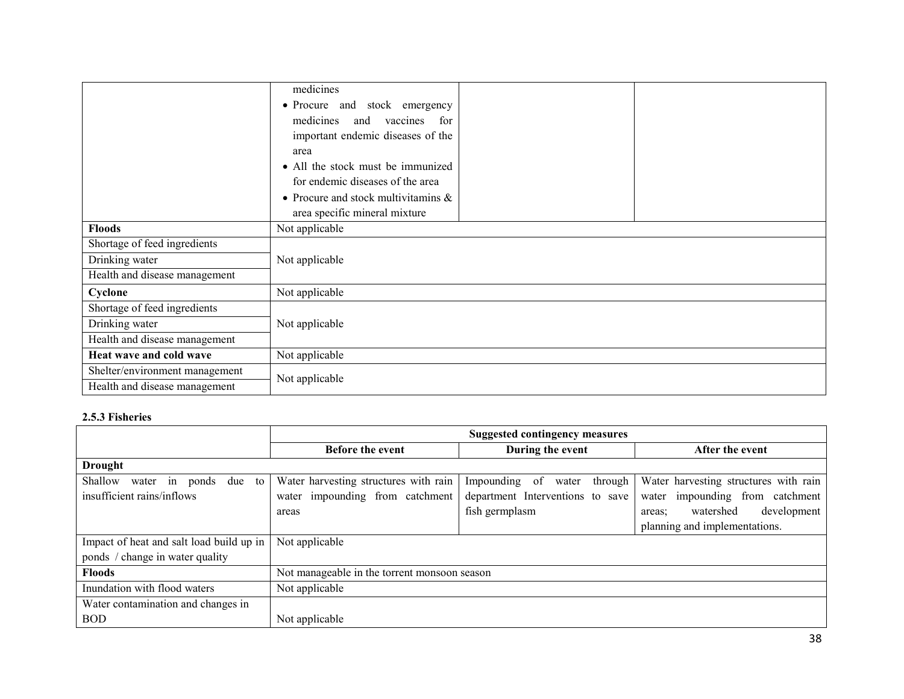| | | | |
|---|---|---|---|
| | medicines<br>• Procure and stock emergency medicines and vaccines for important endemic diseases of the area<br>• All the stock must be immunized for endemic diseases of the area<br>• Procure and stock multivitamins & area specific mineral mixture | | |
| **Floods** | Not applicable | | |
| Shortage of feed ingredients | Not applicable | | |
| Drinking water | | | |
| Health and disease management | | | |
| **Cyclone** | Not applicable | | |
| Shortage of feed ingredients | Not applicable | | |
| Drinking water | | | |
| Health and disease management | | | |
| **Heat wave and cold wave** | Not applicable | | |
| Shelter/environment management | Not applicable | | |
| Health and disease management | | | |

**2.5.3 Fisheries**

| | Suggested contingency measures | | |
|---|---|---|---|
| | **Before the event** | **During the event** | **After the event** |
| **Drought** | | | |
| Shallow water in ponds due to insufficient rains/inflows | Water harvesting structures with rain water impounding from catchment areas | Impounding of water through department Interventions to save fish germplasm | Water harvesting structures with rain water impounding from catchment areas; watershed development planning and implementations. |
| Impact of heat and salt load build up in ponds / change in water quality | Not applicable | | |
| **Floods** | Not manageable in the torrent monsoon season | | |
| Inundation with flood waters | Not applicable | | |
| Water contamination and changes in BOD | Not applicable | | |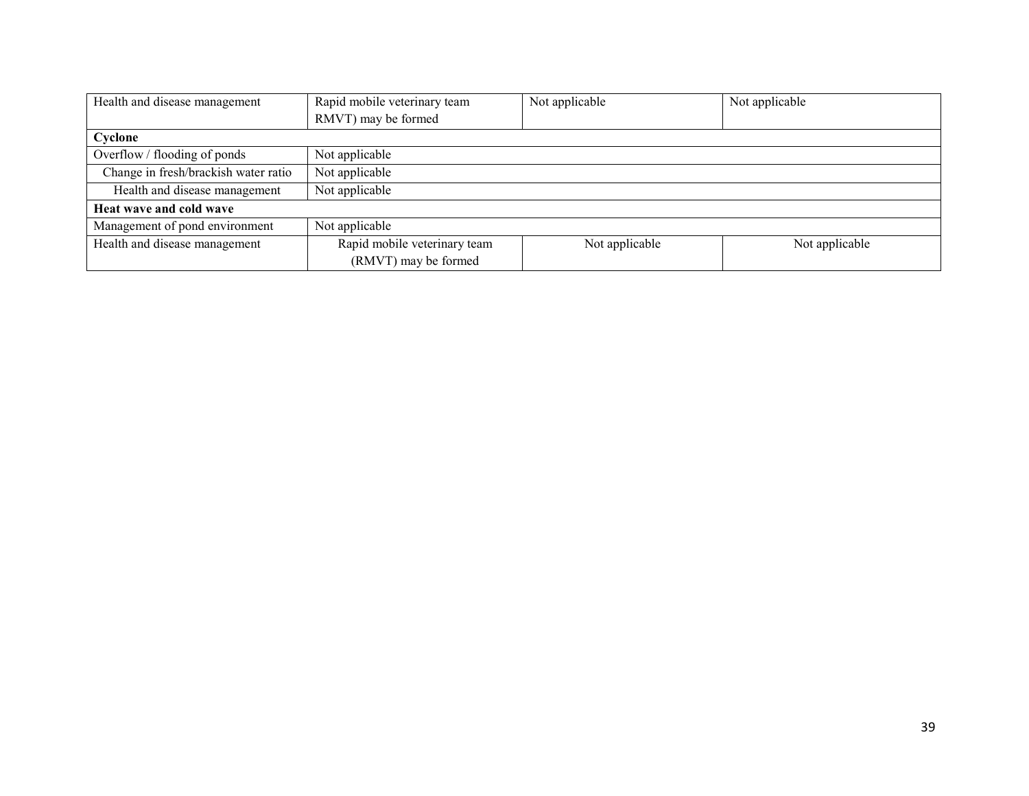| | | | |
|---|---|---|---|
| Health and disease management | Rapid mobile veterinary team RMVT) may be formed | Not applicable | Not applicable |
| **Cyclone** | | | |
| Overflow / flooding of ponds | Not applicable | | |
| Change in fresh/brackish water ratio | Not applicable | | |
| Health and disease management | Not applicable | | |
| **Heat wave and cold wave** | | | |
| Management of pond environment | Not applicable | | |
| Health and disease management | Rapid mobile veterinary team (RMVT) may be formed | Not applicable | Not applicable |